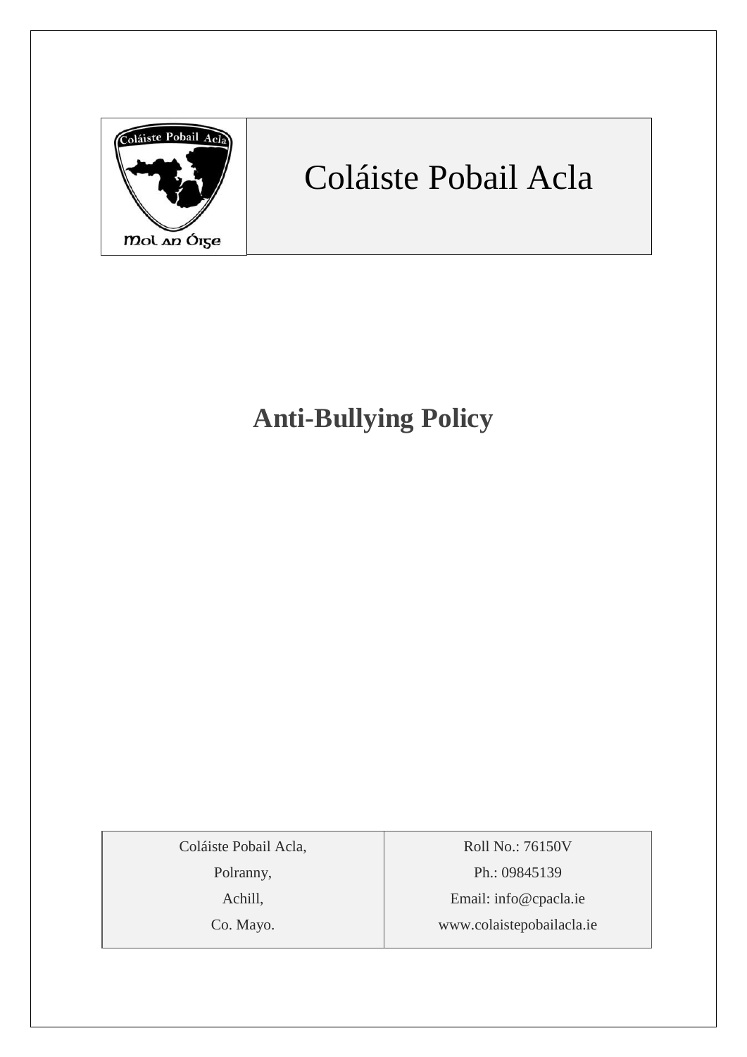# Coláiste Pobail Acla

## Anti-Bullying Policy

| Coláiste Pobail Acla, | Roll No.: 76150V |
|---|---|
| Polranny, | Ph.: 09845139 |
| Achill, | Email: info@cpacla.ie |
| Co. Mayo. | www.colaistepobailacla.ie |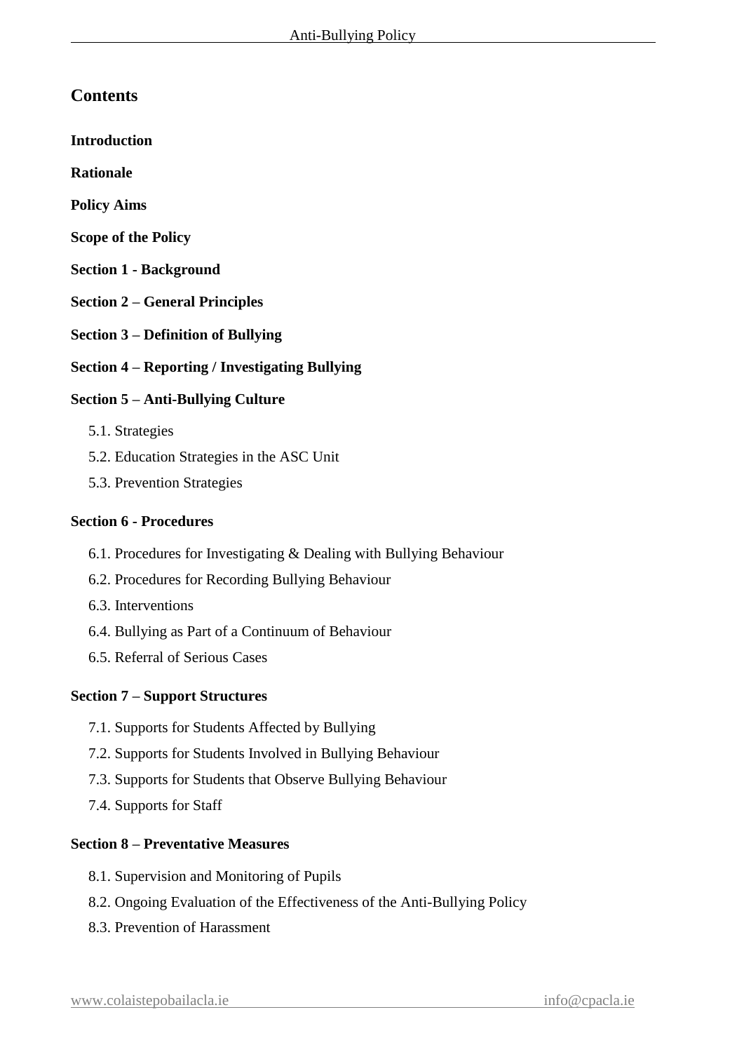## Contents

**Introduction**

**Rationale**

**Policy Aims**

**Scope of the Policy**

**Section 1 - Background**

**Section 2 – General Principles**

**Section 3 – Definition of Bullying**

**Section 4 – Reporting / Investigating Bullying**

**Section 5 – Anti-Bullying Culture**

- 5.1. Strategies
- 5.2. Education Strategies in the ASC Unit
- 5.3. Prevention Strategies

**Section 6 - Procedures**

- 6.1. Procedures for Investigating & Dealing with Bullying Behaviour
- 6.2. Procedures for Recording Bullying Behaviour
- 6.3. Interventions
- 6.4. Bullying as Part of a Continuum of Behaviour
- 6.5. Referral of Serious Cases

**Section 7 – Support Structures**

- 7.1. Supports for Students Affected by Bullying
- 7.2. Supports for Students Involved in Bullying Behaviour
- 7.3. Supports for Students that Observe Bullying Behaviour
- 7.4. Supports for Staff

**Section 8 – Preventative Measures**

- 8.1. Supervision and Monitoring of Pupils
- 8.2. Ongoing Evaluation of the Effectiveness of the Anti-Bullying Policy
- 8.3. Prevention of Harassment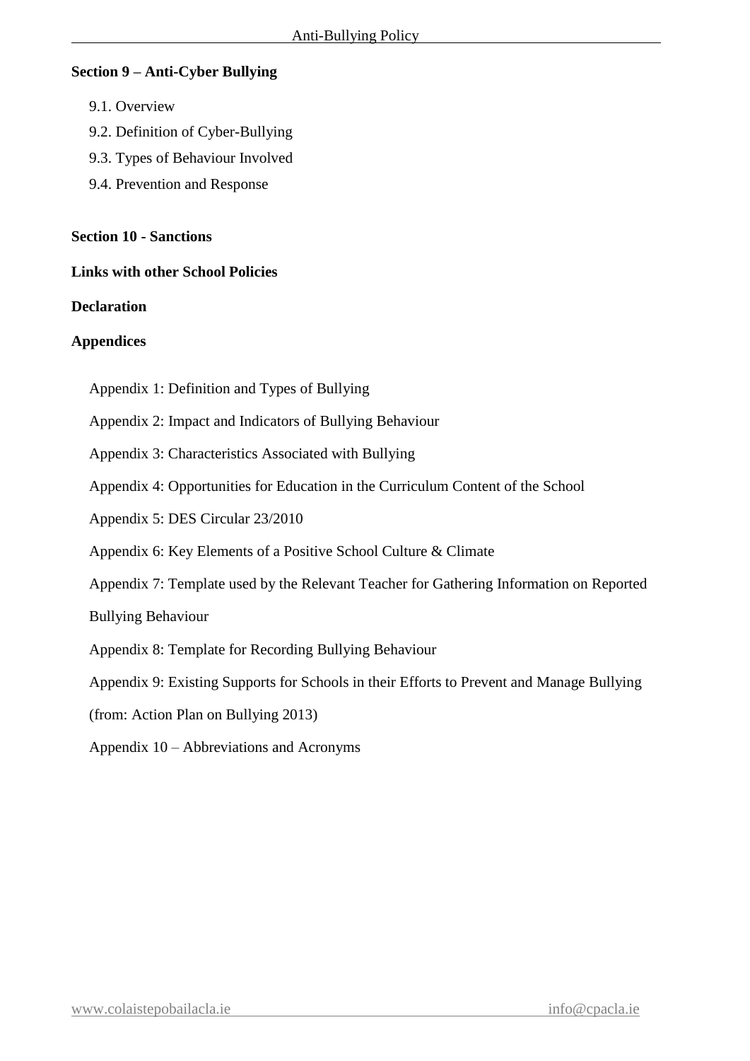**Section 9 – Anti-Cyber Bullying**

9.1. Overview

9.2. Definition of Cyber-Bullying

9.3. Types of Behaviour Involved

9.4. Prevention and Response

**Section 10 - Sanctions**

**Links with other School Policies**

**Declaration**

**Appendices**

Appendix 1: Definition and Types of Bullying

Appendix 2: Impact and Indicators of Bullying Behaviour

Appendix 3: Characteristics Associated with Bullying

Appendix 4: Opportunities for Education in the Curriculum Content of the School

Appendix 5: DES Circular 23/2010

Appendix 6: Key Elements of a Positive School Culture & Climate

Appendix 7: Template used by the Relevant Teacher for Gathering Information on Reported Bullying Behaviour

Appendix 8: Template for Recording Bullying Behaviour

Appendix 9: Existing Supports for Schools in their Efforts to Prevent and Manage Bullying (from: Action Plan on Bullying 2013)

Appendix 10 – Abbreviations and Acronyms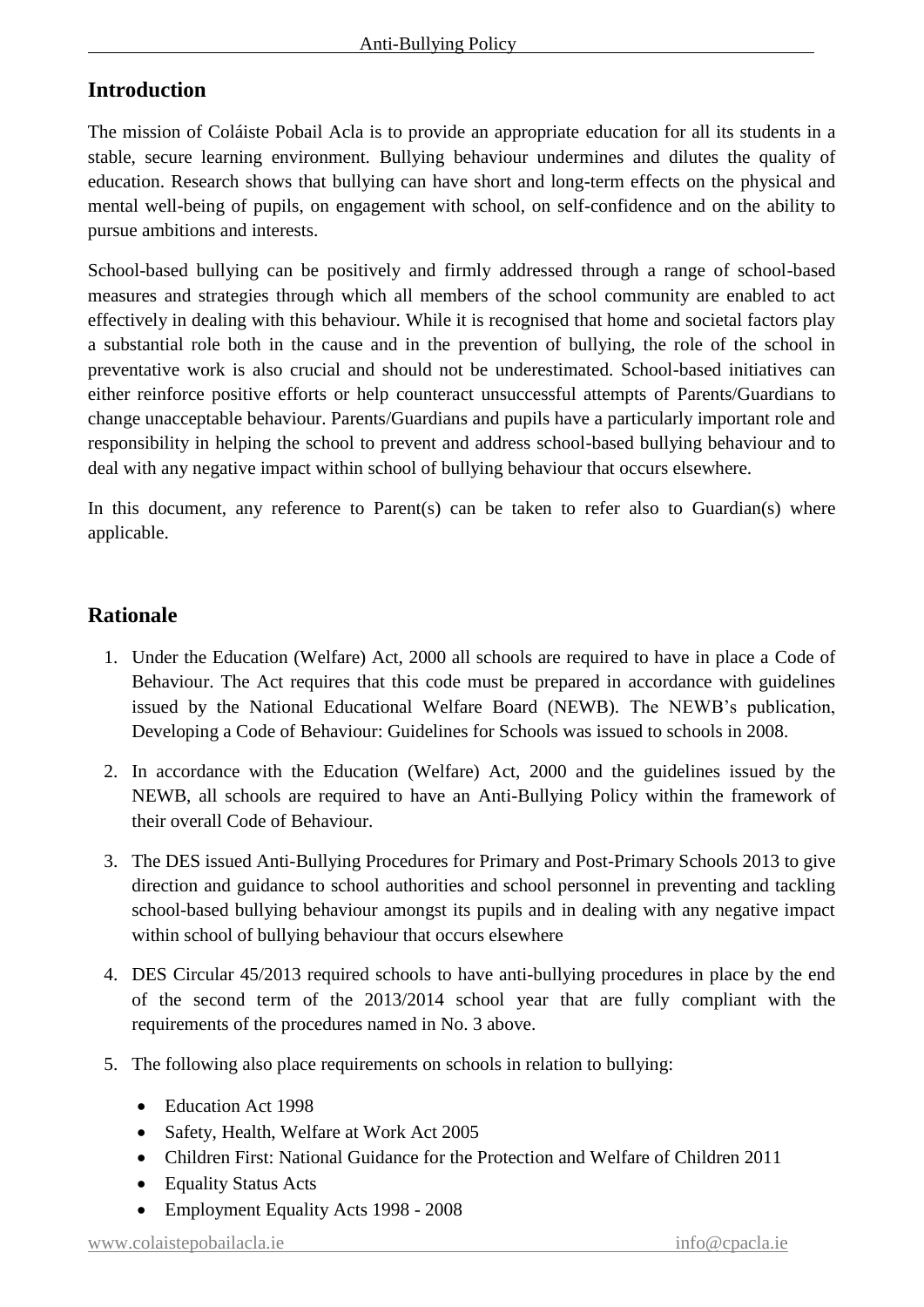## Introduction

The mission of Coláiste Pobail Acla is to provide an appropriate education for all its students in a stable, secure learning environment. Bullying behaviour undermines and dilutes the quality of education. Research shows that bullying can have short and long-term effects on the physical and mental well-being of pupils, on engagement with school, on self-confidence and on the ability to pursue ambitions and interests.

School-based bullying can be positively and firmly addressed through a range of school-based measures and strategies through which all members of the school community are enabled to act effectively in dealing with this behaviour. While it is recognised that home and societal factors play a substantial role both in the cause and in the prevention of bullying, the role of the school in preventative work is also crucial and should not be underestimated. School-based initiatives can either reinforce positive efforts or help counteract unsuccessful attempts of Parents/Guardians to change unacceptable behaviour. Parents/Guardians and pupils have a particularly important role and responsibility in helping the school to prevent and address school-based bullying behaviour and to deal with any negative impact within school of bullying behaviour that occurs elsewhere.

In this document, any reference to Parent(s) can be taken to refer also to Guardian(s) where applicable.

## Rationale

1. Under the Education (Welfare) Act, 2000 all schools are required to have in place a Code of Behaviour. The Act requires that this code must be prepared in accordance with guidelines issued by the National Educational Welfare Board (NEWB). The NEWB's publication, Developing a Code of Behaviour: Guidelines for Schools was issued to schools in 2008.

2. In accordance with the Education (Welfare) Act, 2000 and the guidelines issued by the NEWB, all schools are required to have an Anti-Bullying Policy within the framework of their overall Code of Behaviour.

3. The DES issued Anti-Bullying Procedures for Primary and Post-Primary Schools 2013 to give direction and guidance to school authorities and school personnel in preventing and tackling school-based bullying behaviour amongst its pupils and in dealing with any negative impact within school of bullying behaviour that occurs elsewhere

4. DES Circular 45/2013 required schools to have anti-bullying procedures in place by the end of the second term of the 2013/2014 school year that are fully compliant with the requirements of the procedures named in No. 3 above.

5. The following also place requirements on schools in relation to bullying:

    - Education Act 1998
    - Safety, Health, Welfare at Work Act 2005
    - Children First: National Guidance for the Protection and Welfare of Children 2011
    - Equality Status Acts
    - Employment Equality Acts 1998 - 2008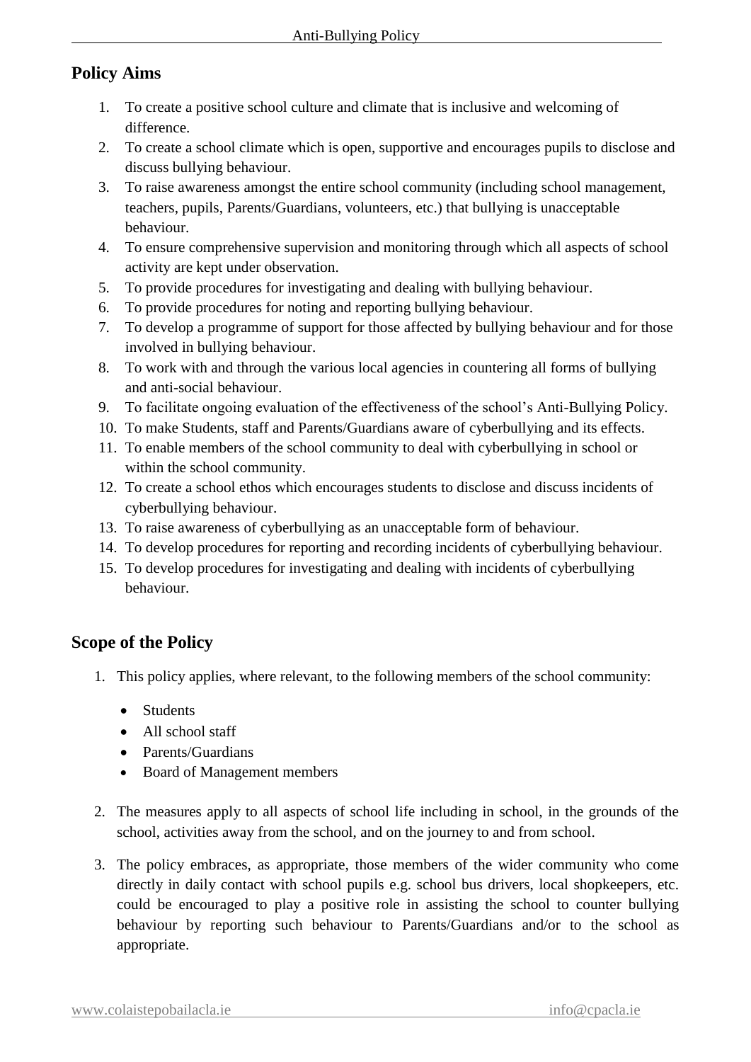## Policy Aims

1. To create a positive school culture and climate that is inclusive and welcoming of difference.
2. To create a school climate which is open, supportive and encourages pupils to disclose and discuss bullying behaviour.
3. To raise awareness amongst the entire school community (including school management, teachers, pupils, Parents/Guardians, volunteers, etc.) that bullying is unacceptable behaviour.
4. To ensure comprehensive supervision and monitoring through which all aspects of school activity are kept under observation.
5. To provide procedures for investigating and dealing with bullying behaviour.
6. To provide procedures for noting and reporting bullying behaviour.
7. To develop a programme of support for those affected by bullying behaviour and for those involved in bullying behaviour.
8. To work with and through the various local agencies in countering all forms of bullying and anti-social behaviour.
9. To facilitate ongoing evaluation of the effectiveness of the school's Anti-Bullying Policy.
10. To make Students, staff and Parents/Guardians aware of cyberbullying and its effects.
11. To enable members of the school community to deal with cyberbullying in school or within the school community.
12. To create a school ethos which encourages students to disclose and discuss incidents of cyberbullying behaviour.
13. To raise awareness of cyberbullying as an unacceptable form of behaviour.
14. To develop procedures for reporting and recording incidents of cyberbullying behaviour.
15. To develop procedures for investigating and dealing with incidents of cyberbullying behaviour.

## Scope of the Policy

1. This policy applies, where relevant, to the following members of the school community:
   - Students
   - All school staff
   - Parents/Guardians
   - Board of Management members
2. The measures apply to all aspects of school life including in school, in the grounds of the school, activities away from the school, and on the journey to and from school.
3. The policy embraces, as appropriate, those members of the wider community who come directly in daily contact with school pupils e.g. school bus drivers, local shopkeepers, etc. could be encouraged to play a positive role in assisting the school to counter bullying behaviour by reporting such behaviour to Parents/Guardians and/or to the school as appropriate.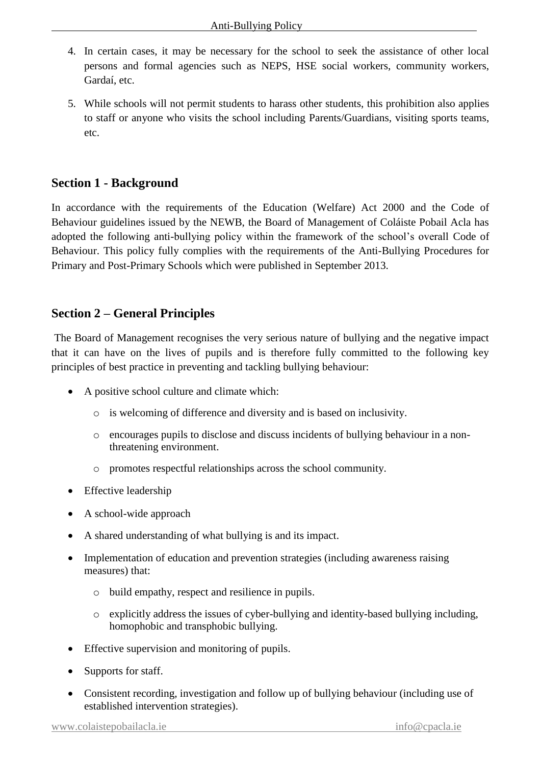4. In certain cases, it may be necessary for the school to seek the assistance of other local persons and formal agencies such as NEPS, HSE social workers, community workers, Gardaí, etc.
5. While schools will not permit students to harass other students, this prohibition also applies to staff or anyone who visits the school including Parents/Guardians, visiting sports teams, etc.

## Section 1 - Background

In accordance with the requirements of the Education (Welfare) Act 2000 and the Code of Behaviour guidelines issued by the NEWB, the Board of Management of Coláiste Pobail Acla has adopted the following anti-bullying policy within the framework of the school's overall Code of Behaviour. This policy fully complies with the requirements of the Anti-Bullying Procedures for Primary and Post-Primary Schools which were published in September 2013.

## Section 2 – General Principles

The Board of Management recognises the very serious nature of bullying and the negative impact that it can have on the lives of pupils and is therefore fully committed to the following key principles of best practice in preventing and tackling bullying behaviour:

- A positive school culture and climate which:
  - is welcoming of difference and diversity and is based on inclusivity.
  - encourages pupils to disclose and discuss incidents of bullying behaviour in a non-threatening environment.
  - promotes respectful relationships across the school community.
- Effective leadership
- A school-wide approach
- A shared understanding of what bullying is and its impact.
- Implementation of education and prevention strategies (including awareness raising measures) that:
  - build empathy, respect and resilience in pupils.
  - explicitly address the issues of cyber-bullying and identity-based bullying including, homophobic and transphobic bullying.
- Effective supervision and monitoring of pupils.
- Supports for staff.
- Consistent recording, investigation and follow up of bullying behaviour (including use of established intervention strategies).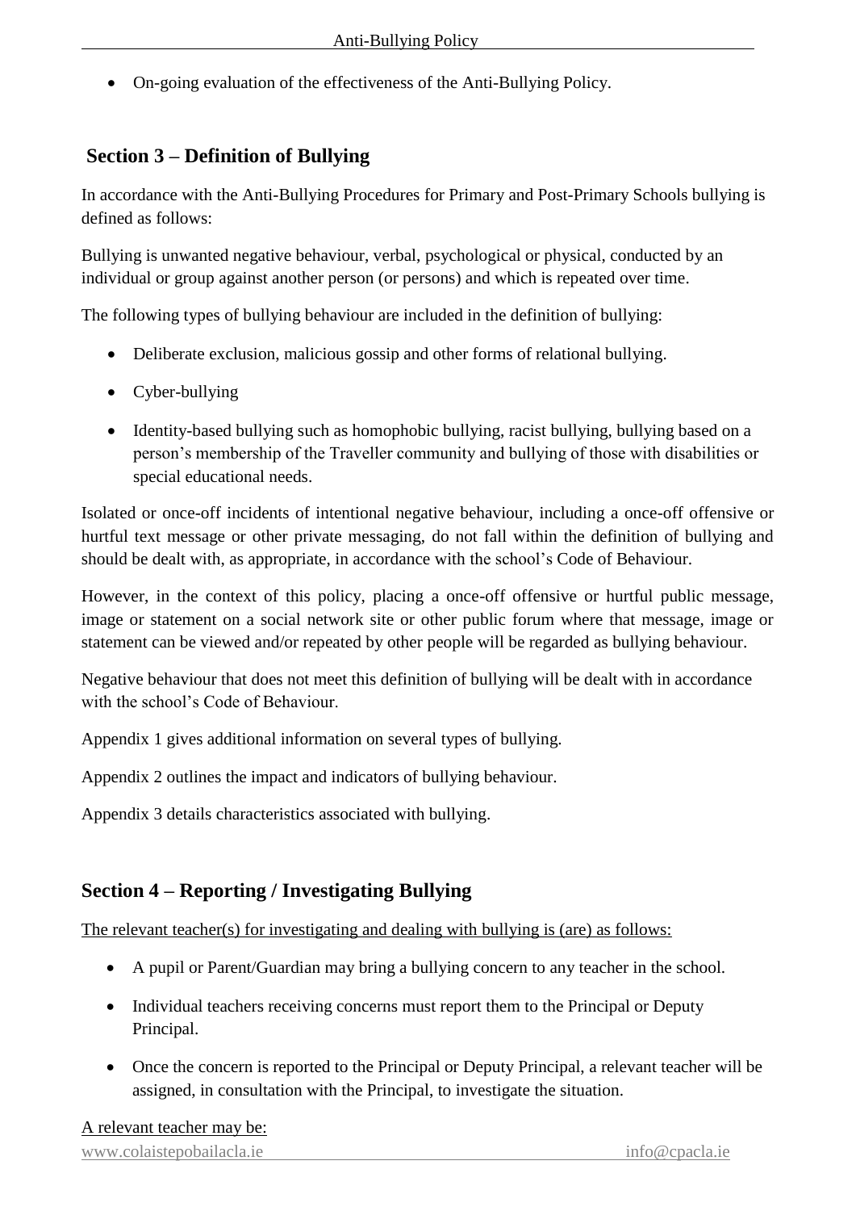- On-going evaluation of the effectiveness of the Anti-Bullying Policy.

## Section 3 – Definition of Bullying

In accordance with the Anti-Bullying Procedures for Primary and Post-Primary Schools bullying is defined as follows:

Bullying is unwanted negative behaviour, verbal, psychological or physical, conducted by an individual or group against another person (or persons) and which is repeated over time.

The following types of bullying behaviour are included in the definition of bullying:

- Deliberate exclusion, malicious gossip and other forms of relational bullying.
- Cyber-bullying
- Identity-based bullying such as homophobic bullying, racist bullying, bullying based on a person's membership of the Traveller community and bullying of those with disabilities or special educational needs.

Isolated or once-off incidents of intentional negative behaviour, including a once-off offensive or hurtful text message or other private messaging, do not fall within the definition of bullying and should be dealt with, as appropriate, in accordance with the school's Code of Behaviour.

However, in the context of this policy, placing a once-off offensive or hurtful public message, image or statement on a social network site or other public forum where that message, image or statement can be viewed and/or repeated by other people will be regarded as bullying behaviour.

Negative behaviour that does not meet this definition of bullying will be dealt with in accordance with the school's Code of Behaviour.

Appendix 1 gives additional information on several types of bullying.

Appendix 2 outlines the impact and indicators of bullying behaviour.

Appendix 3 details characteristics associated with bullying.

## Section 4 – Reporting / Investigating Bullying

The relevant teacher(s) for investigating and dealing with bullying is (are) as follows:

- A pupil or Parent/Guardian may bring a bullying concern to any teacher in the school.
- Individual teachers receiving concerns must report them to the Principal or Deputy Principal.
- Once the concern is reported to the Principal or Deputy Principal, a relevant teacher will be assigned, in consultation with the Principal, to investigate the situation.

A relevant teacher may be: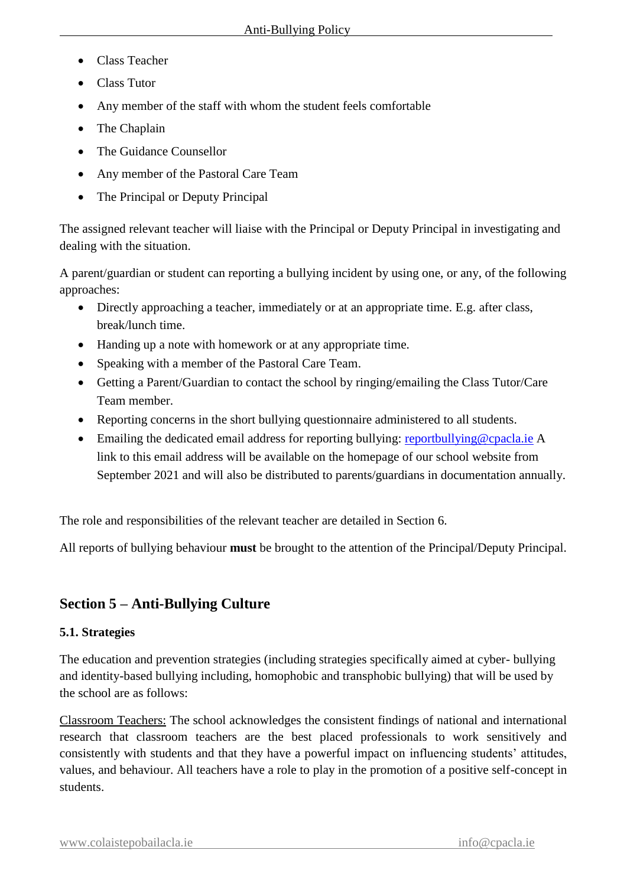- Class Teacher
- Class Tutor
- Any member of the staff with whom the student feels comfortable
- The Chaplain
- The Guidance Counsellor
- Any member of the Pastoral Care Team
- The Principal or Deputy Principal

The assigned relevant teacher will liaise with the Principal or Deputy Principal in investigating and dealing with the situation.

A parent/guardian or student can reporting a bullying incident by using one, or any, of the following approaches:

- Directly approaching a teacher, immediately or at an appropriate time. E.g. after class, break/lunch time.
- Handing up a note with homework or at any appropriate time.
- Speaking with a member of the Pastoral Care Team.
- Getting a Parent/Guardian to contact the school by ringing/emailing the Class Tutor/Care Team member.
- Reporting concerns in the short bullying questionnaire administered to all students.
- Emailing the dedicated email address for reporting bullying: reportbullying@cpacla.ie A link to this email address will be available on the homepage of our school website from September 2021 and will also be distributed to parents/guardians in documentation annually.

The role and responsibilities of the relevant teacher are detailed in Section 6.

All reports of bullying behaviour **must** be brought to the attention of the Principal/Deputy Principal.

## Section 5 – Anti-Bullying Culture

### 5.1. Strategies

The education and prevention strategies (including strategies specifically aimed at cyber- bullying and identity-based bullying including, homophobic and transphobic bullying) that will be used by the school are as follows:

Classroom Teachers: The school acknowledges the consistent findings of national and international research that classroom teachers are the best placed professionals to work sensitively and consistently with students and that they have a powerful impact on influencing students' attitudes, values, and behaviour. All teachers have a role to play in the promotion of a positive self-concept in students.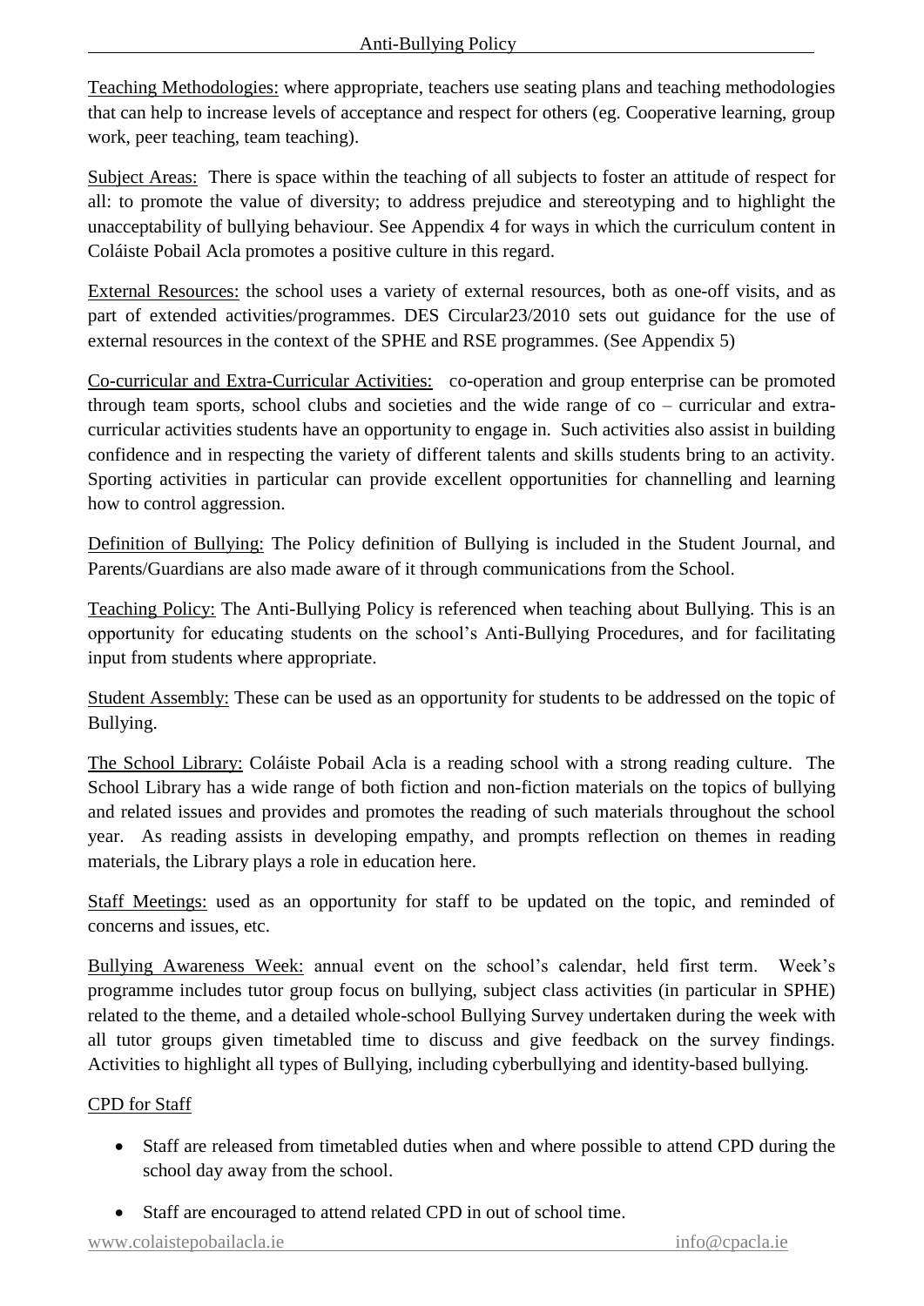Teaching Methodologies: where appropriate, teachers use seating plans and teaching methodologies that can help to increase levels of acceptance and respect for others (eg. Cooperative learning, group work, peer teaching, team teaching).

Subject Areas: There is space within the teaching of all subjects to foster an attitude of respect for all: to promote the value of diversity; to address prejudice and stereotyping and to highlight the unacceptability of bullying behaviour. See Appendix 4 for ways in which the curriculum content in Coláiste Pobail Acla promotes a positive culture in this regard.

External Resources: the school uses a variety of external resources, both as one-off visits, and as part of extended activities/programmes. DES Circular23/2010 sets out guidance for the use of external resources in the context of the SPHE and RSE programmes. (See Appendix 5)

Co-curricular and Extra-Curricular Activities: co-operation and group enterprise can be promoted through team sports, school clubs and societies and the wide range of co – curricular and extra-curricular activities students have an opportunity to engage in. Such activities also assist in building confidence and in respecting the variety of different talents and skills students bring to an activity. Sporting activities in particular can provide excellent opportunities for channelling and learning how to control aggression.

Definition of Bullying: The Policy definition of Bullying is included in the Student Journal, and Parents/Guardians are also made aware of it through communications from the School.

Teaching Policy: The Anti-Bullying Policy is referenced when teaching about Bullying. This is an opportunity for educating students on the school's Anti-Bullying Procedures, and for facilitating input from students where appropriate.

Student Assembly: These can be used as an opportunity for students to be addressed on the topic of Bullying.

The School Library: Coláiste Pobail Acla is a reading school with a strong reading culture. The School Library has a wide range of both fiction and non-fiction materials on the topics of bullying and related issues and provides and promotes the reading of such materials throughout the school year. As reading assists in developing empathy, and prompts reflection on themes in reading materials, the Library plays a role in education here.

Staff Meetings: used as an opportunity for staff to be updated on the topic, and reminded of concerns and issues, etc.

Bullying Awareness Week: annual event on the school's calendar, held first term. Week's programme includes tutor group focus on bullying, subject class activities (in particular in SPHE) related to the theme, and a detailed whole-school Bullying Survey undertaken during the week with all tutor groups given timetabled time to discuss and give feedback on the survey findings. Activities to highlight all types of Bullying, including cyberbullying and identity-based bullying.

CPD for Staff

- Staff are released from timetabled duties when and where possible to attend CPD during the school day away from the school.
- Staff are encouraged to attend related CPD in out of school time.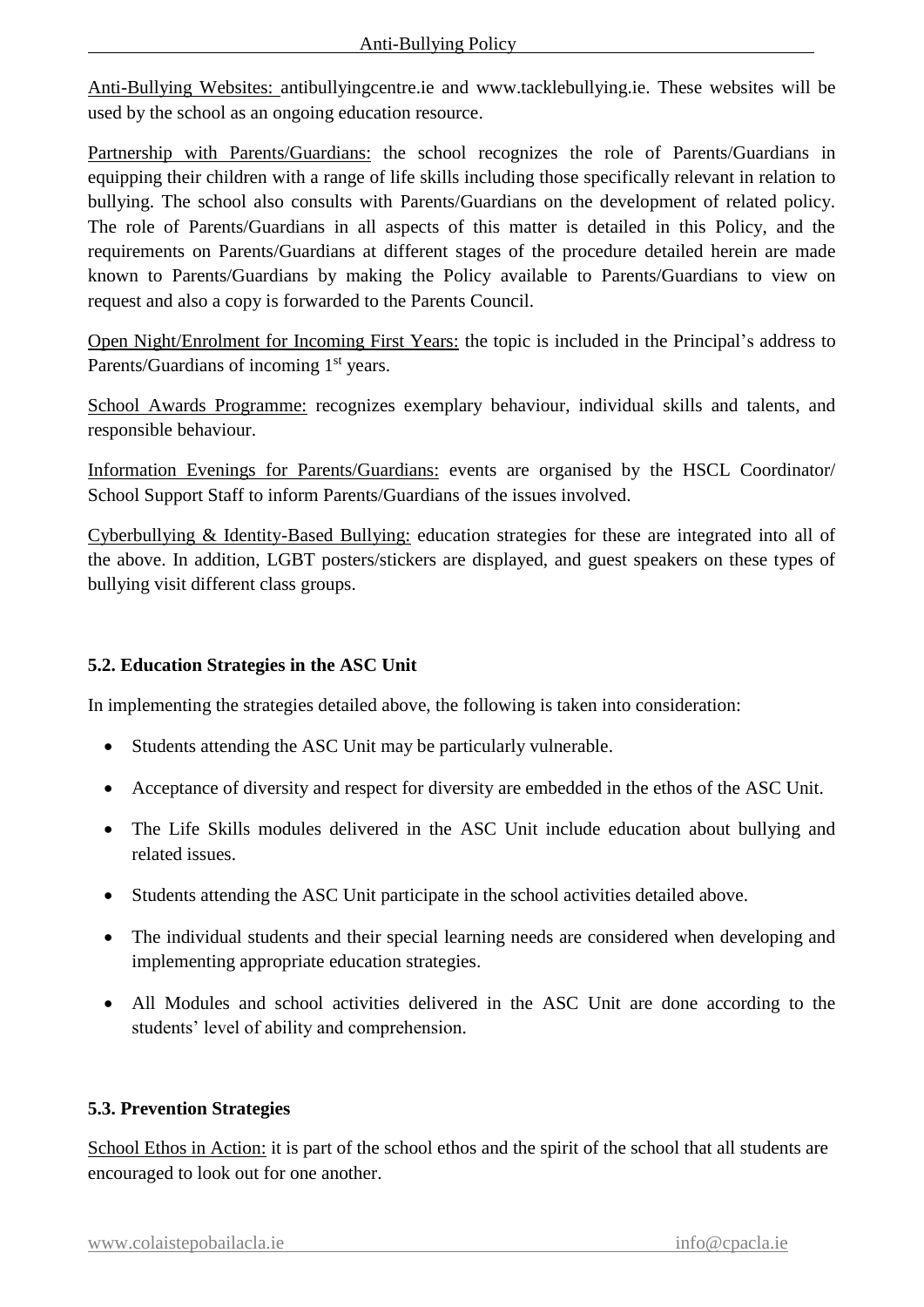Anti-Bullying Websites: antibullyingcentre.ie and www.tacklebullying.ie. These websites will be used by the school as an ongoing education resource.

Partnership with Parents/Guardians: the school recognizes the role of Parents/Guardians in equipping their children with a range of life skills including those specifically relevant in relation to bullying. The school also consults with Parents/Guardians on the development of related policy. The role of Parents/Guardians in all aspects of this matter is detailed in this Policy, and the requirements on Parents/Guardians at different stages of the procedure detailed herein are made known to Parents/Guardians by making the Policy available to Parents/Guardians to view on request and also a copy is forwarded to the Parents Council.

Open Night/Enrolment for Incoming First Years: the topic is included in the Principal's address to Parents/Guardians of incoming 1st years.

School Awards Programme: recognizes exemplary behaviour, individual skills and talents, and responsible behaviour.

Information Evenings for Parents/Guardians: events are organised by the HSCL Coordinator/ School Support Staff to inform Parents/Guardians of the issues involved.

Cyberbullying & Identity-Based Bullying: education strategies for these are integrated into all of the above. In addition, LGBT posters/stickers are displayed, and guest speakers on these types of bullying visit different class groups.

### 5.2. Education Strategies in the ASC Unit

In implementing the strategies detailed above, the following is taken into consideration:

- Students attending the ASC Unit may be particularly vulnerable.
- Acceptance of diversity and respect for diversity are embedded in the ethos of the ASC Unit.
- The Life Skills modules delivered in the ASC Unit include education about bullying and related issues.
- Students attending the ASC Unit participate in the school activities detailed above.
- The individual students and their special learning needs are considered when developing and implementing appropriate education strategies.
- All Modules and school activities delivered in the ASC Unit are done according to the students' level of ability and comprehension.

### 5.3. Prevention Strategies

School Ethos in Action: it is part of the school ethos and the spirit of the school that all students are encouraged to look out for one another.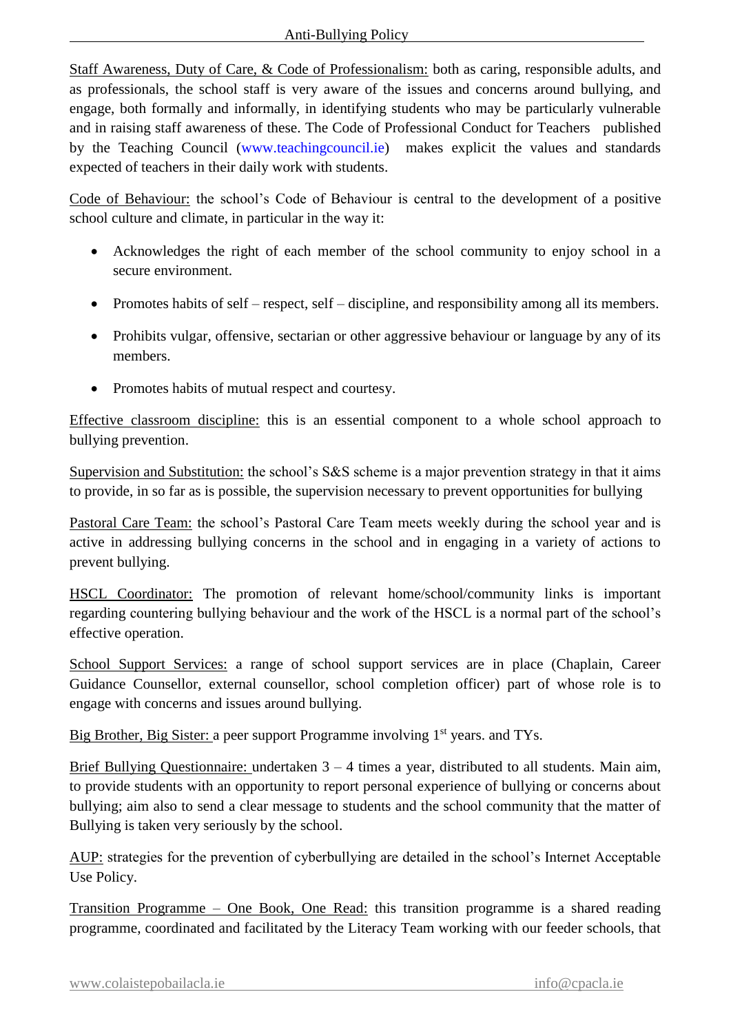Staff Awareness, Duty of Care, & Code of Professionalism: both as caring, responsible adults, and as professionals, the school staff is very aware of the issues and concerns around bullying, and engage, both formally and informally, in identifying students who may be particularly vulnerable and in raising staff awareness of these. The Code of Professional Conduct for Teachers published by the Teaching Council (www.teachingcouncil.ie) makes explicit the values and standards expected of teachers in their daily work with students.

Code of Behaviour: the school's Code of Behaviour is central to the development of a positive school culture and climate, in particular in the way it:

- Acknowledges the right of each member of the school community to enjoy school in a secure environment.
- Promotes habits of self – respect, self – discipline, and responsibility among all its members.
- Prohibits vulgar, offensive, sectarian or other aggressive behaviour or language by any of its members.
- Promotes habits of mutual respect and courtesy.

Effective classroom discipline: this is an essential component to a whole school approach to bullying prevention.

Supervision and Substitution: the school's S&S scheme is a major prevention strategy in that it aims to provide, in so far as is possible, the supervision necessary to prevent opportunities for bullying

Pastoral Care Team: the school's Pastoral Care Team meets weekly during the school year and is active in addressing bullying concerns in the school and in engaging in a variety of actions to prevent bullying.

HSCL Coordinator: The promotion of relevant home/school/community links is important regarding countering bullying behaviour and the work of the HSCL is a normal part of the school's effective operation.

School Support Services: a range of school support services are in place (Chaplain, Career Guidance Counsellor, external counsellor, school completion officer) part of whose role is to engage with concerns and issues around bullying.

Big Brother, Big Sister: a peer support Programme involving 1st years. and TYs.

Brief Bullying Questionnaire: undertaken 3 – 4 times a year, distributed to all students. Main aim, to provide students with an opportunity to report personal experience of bullying or concerns about bullying; aim also to send a clear message to students and the school community that the matter of Bullying is taken very seriously by the school.

AUP: strategies for the prevention of cyberbullying are detailed in the school's Internet Acceptable Use Policy.

Transition Programme – One Book, One Read: this transition programme is a shared reading programme, coordinated and facilitated by the Literacy Team working with our feeder schools, that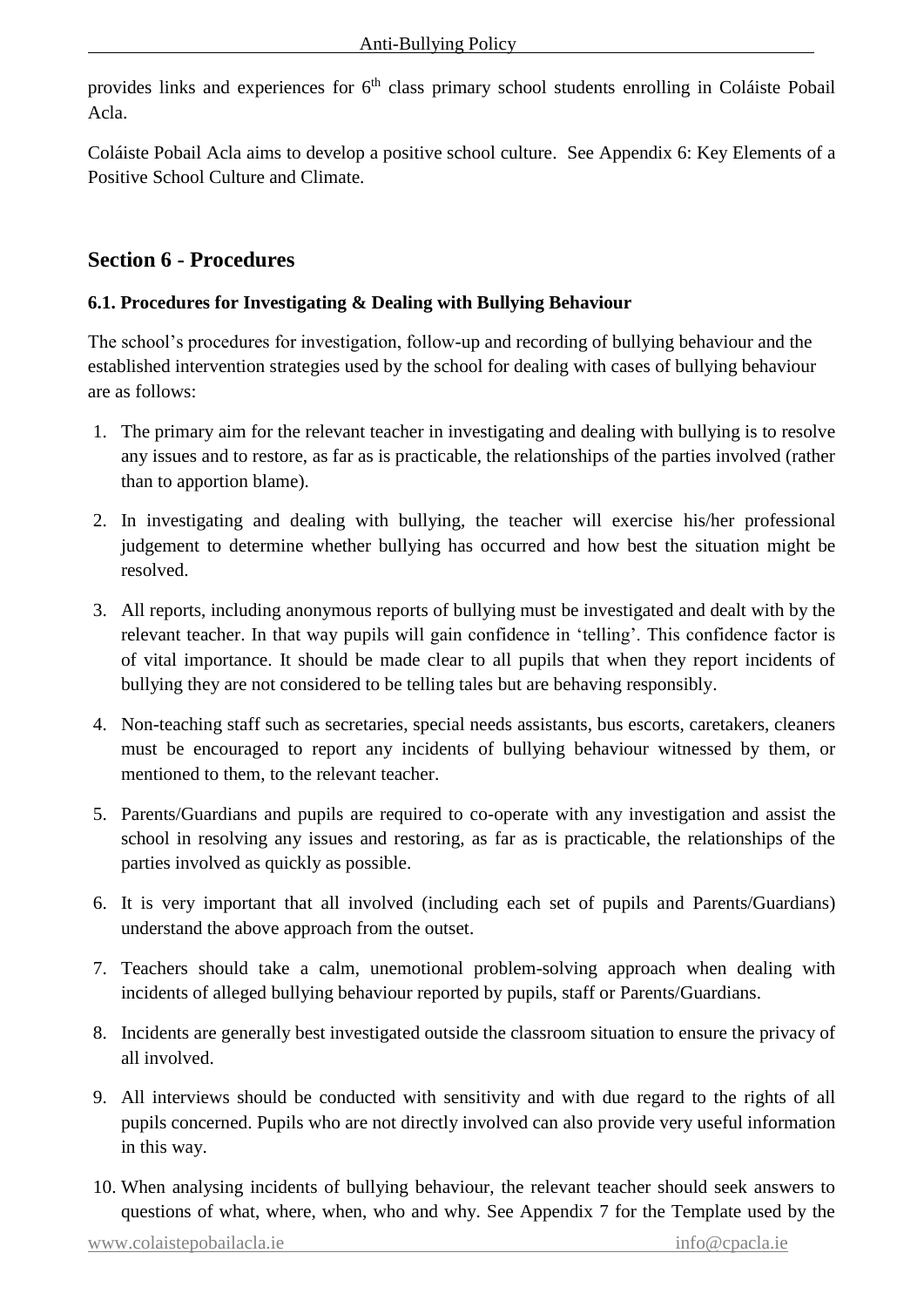provides links and experiences for 6th class primary school students enrolling in Coláiste Pobail Acla.

Coláiste Pobail Acla aims to develop a positive school culture. See Appendix 6: Key Elements of a Positive School Culture and Climate.

## Section 6 - Procedures

### 6.1. Procedures for Investigating & Dealing with Bullying Behaviour

The school's procedures for investigation, follow-up and recording of bullying behaviour and the established intervention strategies used by the school for dealing with cases of bullying behaviour are as follows:

1. The primary aim for the relevant teacher in investigating and dealing with bullying is to resolve any issues and to restore, as far as is practicable, the relationships of the parties involved (rather than to apportion blame).
2. In investigating and dealing with bullying, the teacher will exercise his/her professional judgement to determine whether bullying has occurred and how best the situation might be resolved.
3. All reports, including anonymous reports of bullying must be investigated and dealt with by the relevant teacher. In that way pupils will gain confidence in 'telling'. This confidence factor is of vital importance. It should be made clear to all pupils that when they report incidents of bullying they are not considered to be telling tales but are behaving responsibly.
4. Non-teaching staff such as secretaries, special needs assistants, bus escorts, caretakers, cleaners must be encouraged to report any incidents of bullying behaviour witnessed by them, or mentioned to them, to the relevant teacher.
5. Parents/Guardians and pupils are required to co-operate with any investigation and assist the school in resolving any issues and restoring, as far as is practicable, the relationships of the parties involved as quickly as possible.
6. It is very important that all involved (including each set of pupils and Parents/Guardians) understand the above approach from the outset.
7. Teachers should take a calm, unemotional problem-solving approach when dealing with incidents of alleged bullying behaviour reported by pupils, staff or Parents/Guardians.
8. Incidents are generally best investigated outside the classroom situation to ensure the privacy of all involved.
9. All interviews should be conducted with sensitivity and with due regard to the rights of all pupils concerned. Pupils who are not directly involved can also provide very useful information in this way.
10. When analysing incidents of bullying behaviour, the relevant teacher should seek answers to questions of what, where, when, who and why. See Appendix 7 for the Template used by the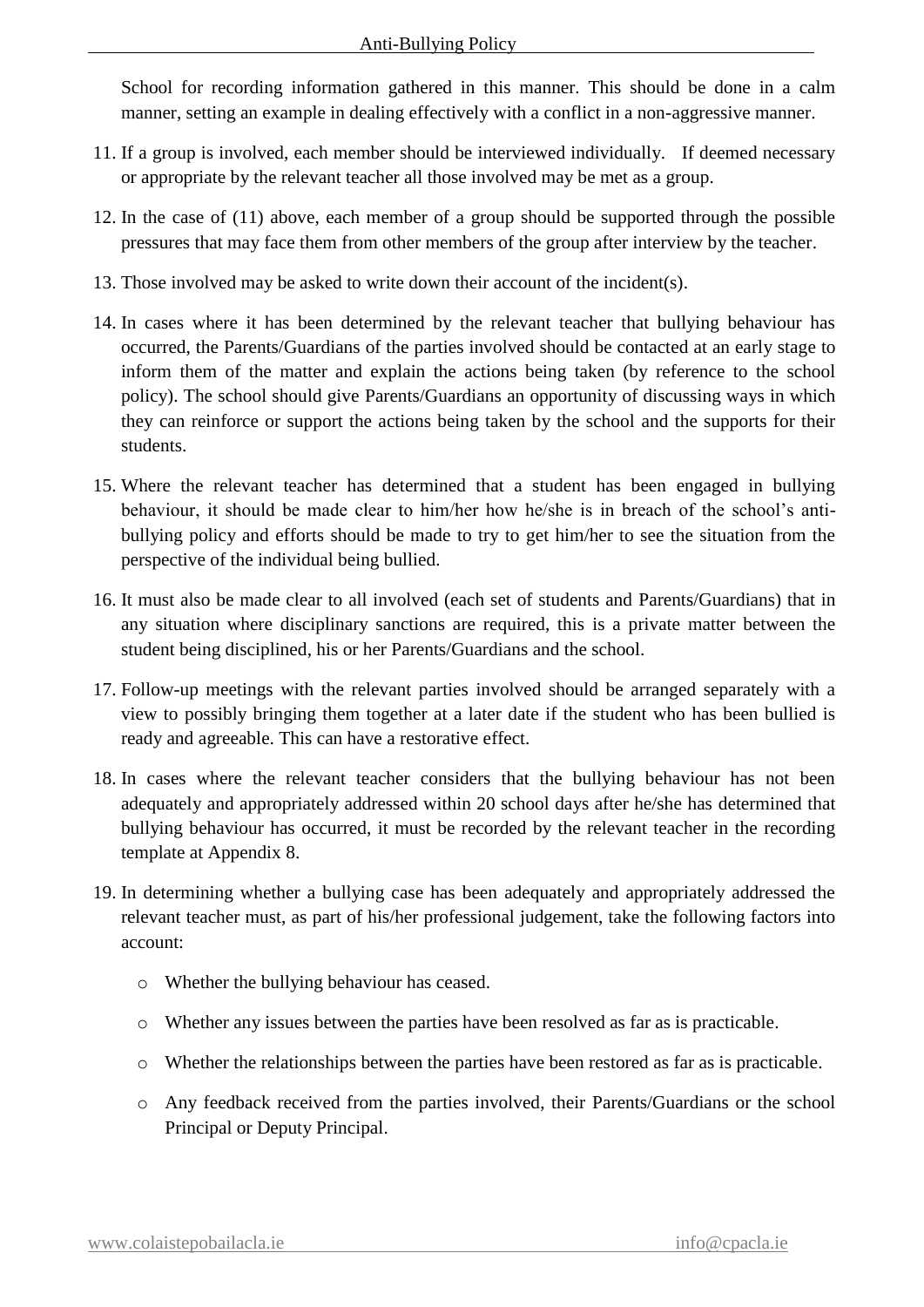School for recording information gathered in this manner. This should be done in a calm manner, setting an example in dealing effectively with a conflict in a non-aggressive manner.

11. If a group is involved, each member should be interviewed individually. If deemed necessary or appropriate by the relevant teacher all those involved may be met as a group.

12. In the case of (11) above, each member of a group should be supported through the possible pressures that may face them from other members of the group after interview by the teacher.

13. Those involved may be asked to write down their account of the incident(s).

14. In cases where it has been determined by the relevant teacher that bullying behaviour has occurred, the Parents/Guardians of the parties involved should be contacted at an early stage to inform them of the matter and explain the actions being taken (by reference to the school policy). The school should give Parents/Guardians an opportunity of discussing ways in which they can reinforce or support the actions being taken by the school and the supports for their students.

15. Where the relevant teacher has determined that a student has been engaged in bullying behaviour, it should be made clear to him/her how he/she is in breach of the school's anti-bullying policy and efforts should be made to try to get him/her to see the situation from the perspective of the individual being bullied.

16. It must also be made clear to all involved (each set of students and Parents/Guardians) that in any situation where disciplinary sanctions are required, this is a private matter between the student being disciplined, his or her Parents/Guardians and the school.

17. Follow-up meetings with the relevant parties involved should be arranged separately with a view to possibly bringing them together at a later date if the student who has been bullied is ready and agreeable. This can have a restorative effect.

18. In cases where the relevant teacher considers that the bullying behaviour has not been adequately and appropriately addressed within 20 school days after he/she has determined that bullying behaviour has occurred, it must be recorded by the relevant teacher in the recording template at Appendix 8.

19. In determining whether a bullying case has been adequately and appropriately addressed the relevant teacher must, as part of his/her professional judgement, take the following factors into account:

    - Whether the bullying behaviour has ceased.
    - Whether any issues between the parties have been resolved as far as is practicable.
    - Whether the relationships between the parties have been restored as far as is practicable.
    - Any feedback received from the parties involved, their Parents/Guardians or the school Principal or Deputy Principal.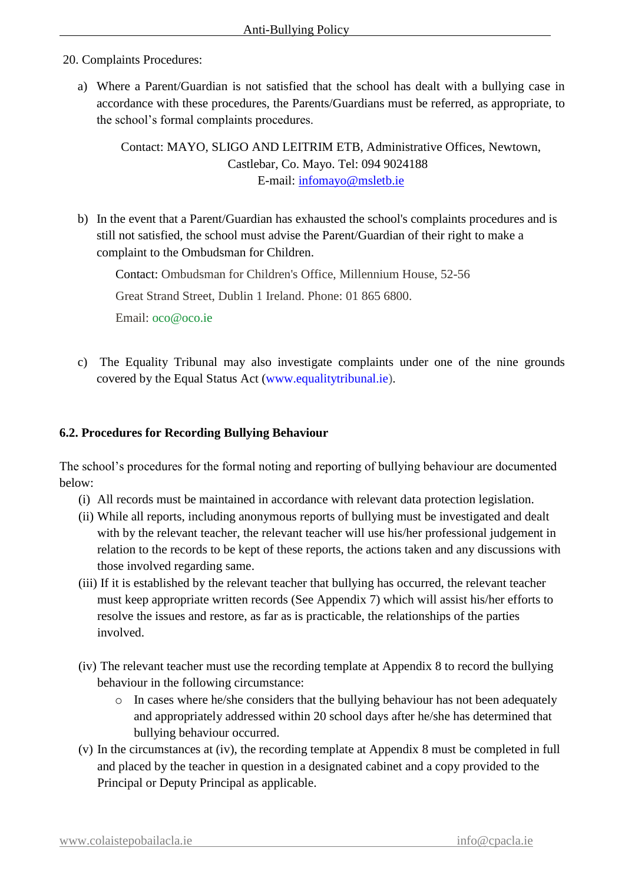20. Complaints Procedures:

a) Where a Parent/Guardian is not satisfied that the school has dealt with a bullying case in accordance with these procedures, the Parents/Guardians must be referred, as appropriate, to the school's formal complaints procedures.

Contact: MAYO, SLIGO AND LEITRIM ETB, Administrative Offices, Newtown, Castlebar, Co. Mayo. Tel: 094 9024188
E-mail: infomayo@msletb.ie

b) In the event that a Parent/Guardian has exhausted the school's complaints procedures and is still not satisfied, the school must advise the Parent/Guardian of their right to make a complaint to the Ombudsman for Children.

Contact: Ombudsman for Children's Office, Millennium House, 52-56 Great Strand Street, Dublin 1 Ireland. Phone: 01 865 6800.

Email: oco@oco.ie

c) The Equality Tribunal may also investigate complaints under one of the nine grounds covered by the Equal Status Act (www.equalitytribunal.ie).

### 6.2. Procedures for Recording Bullying Behaviour

The school's procedures for the formal noting and reporting of bullying behaviour are documented below:

(i) All records must be maintained in accordance with relevant data protection legislation.

(ii) While all reports, including anonymous reports of bullying must be investigated and dealt with by the relevant teacher, the relevant teacher will use his/her professional judgement in relation to the records to be kept of these reports, the actions taken and any discussions with those involved regarding same.

(iii) If it is established by the relevant teacher that bullying has occurred, the relevant teacher must keep appropriate written records (See Appendix 7) which will assist his/her efforts to resolve the issues and restore, as far as is practicable, the relationships of the parties involved.

(iv) The relevant teacher must use the recording template at Appendix 8 to record the bullying behaviour in the following circumstance:

- In cases where he/she considers that the bullying behaviour has not been adequately and appropriately addressed within 20 school days after he/she has determined that bullying behaviour occurred.

(v) In the circumstances at (iv), the recording template at Appendix 8 must be completed in full and placed by the teacher in question in a designated cabinet and a copy provided to the Principal or Deputy Principal as applicable.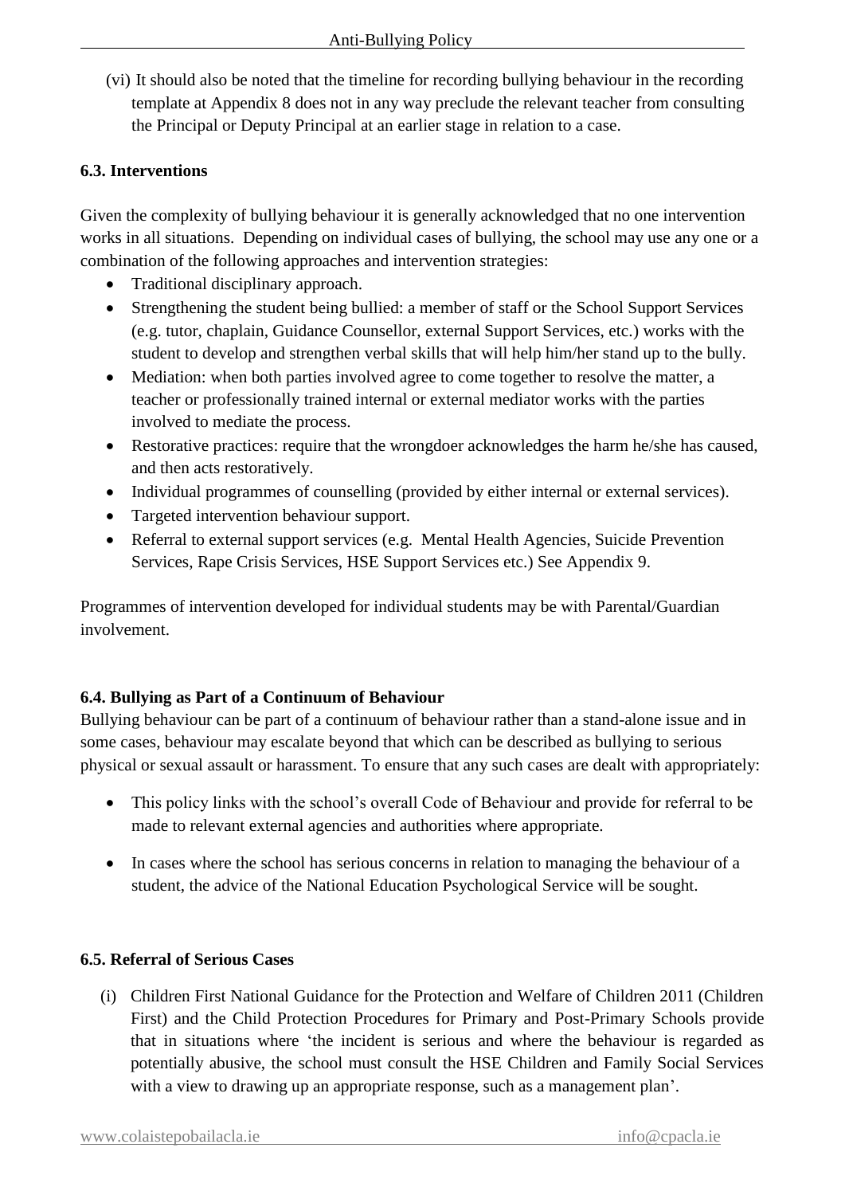(vi) It should also be noted that the timeline for recording bullying behaviour in the recording template at Appendix 8 does not in any way preclude the relevant teacher from consulting the Principal or Deputy Principal at an earlier stage in relation to a case.

### 6.3. Interventions

Given the complexity of bullying behaviour it is generally acknowledged that no one intervention works in all situations. Depending on individual cases of bullying, the school may use any one or a combination of the following approaches and intervention strategies:

- Traditional disciplinary approach.
- Strengthening the student being bullied: a member of staff or the School Support Services (e.g. tutor, chaplain, Guidance Counsellor, external Support Services, etc.) works with the student to develop and strengthen verbal skills that will help him/her stand up to the bully.
- Mediation: when both parties involved agree to come together to resolve the matter, a teacher or professionally trained internal or external mediator works with the parties involved to mediate the process.
- Restorative practices: require that the wrongdoer acknowledges the harm he/she has caused, and then acts restoratively.
- Individual programmes of counselling (provided by either internal or external services).
- Targeted intervention behaviour support.
- Referral to external support services (e.g. Mental Health Agencies, Suicide Prevention Services, Rape Crisis Services, HSE Support Services etc.) See Appendix 9.

Programmes of intervention developed for individual students may be with Parental/Guardian involvement.

### 6.4. Bullying as Part of a Continuum of Behaviour

Bullying behaviour can be part of a continuum of behaviour rather than a stand-alone issue and in some cases, behaviour may escalate beyond that which can be described as bullying to serious physical or sexual assault or harassment. To ensure that any such cases are dealt with appropriately:

- This policy links with the school's overall Code of Behaviour and provide for referral to be made to relevant external agencies and authorities where appropriate.
- In cases where the school has serious concerns in relation to managing the behaviour of a student, the advice of the National Education Psychological Service will be sought.

### 6.5. Referral of Serious Cases

(i) Children First National Guidance for the Protection and Welfare of Children 2011 (Children First) and the Child Protection Procedures for Primary and Post-Primary Schools provide that in situations where 'the incident is serious and where the behaviour is regarded as potentially abusive, the school must consult the HSE Children and Family Social Services with a view to drawing up an appropriate response, such as a management plan'.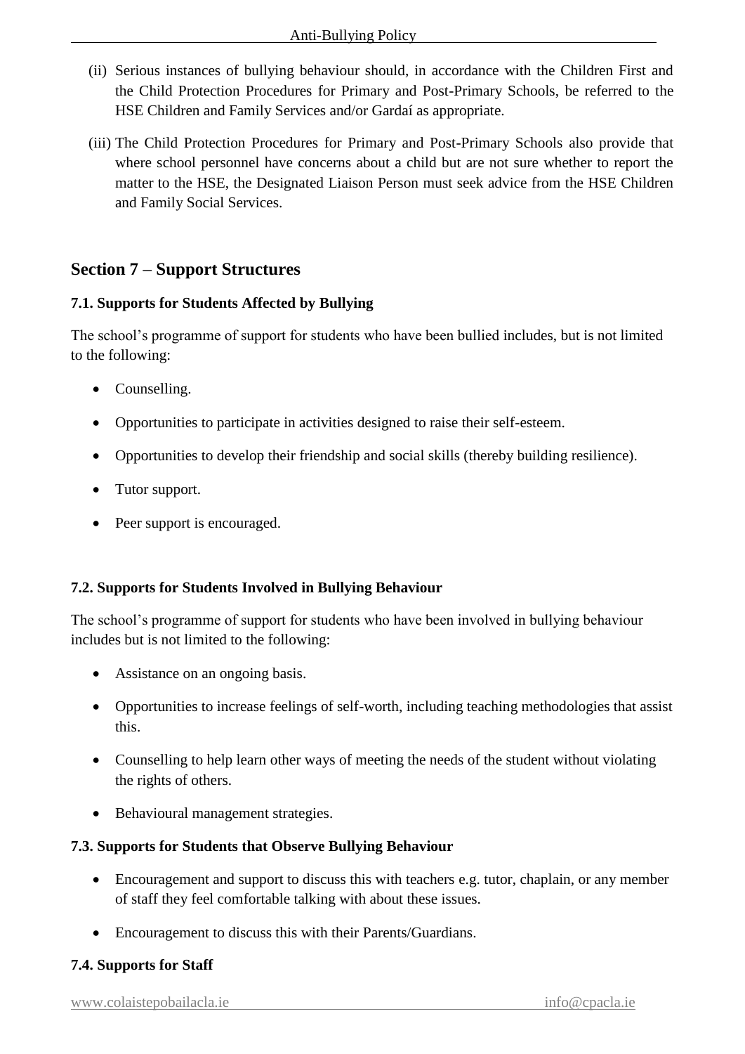(ii) Serious instances of bullying behaviour should, in accordance with the Children First and the Child Protection Procedures for Primary and Post-Primary Schools, be referred to the HSE Children and Family Services and/or Gardaí as appropriate.

(iii) The Child Protection Procedures for Primary and Post-Primary Schools also provide that where school personnel have concerns about a child but are not sure whether to report the matter to the HSE, the Designated Liaison Person must seek advice from the HSE Children and Family Social Services.

## Section 7 – Support Structures

### 7.1. Supports for Students Affected by Bullying

The school's programme of support for students who have been bullied includes, but is not limited to the following:

- Counselling.
- Opportunities to participate in activities designed to raise their self-esteem.
- Opportunities to develop their friendship and social skills (thereby building resilience).
- Tutor support.
- Peer support is encouraged.

### 7.2. Supports for Students Involved in Bullying Behaviour

The school's programme of support for students who have been involved in bullying behaviour includes but is not limited to the following:

- Assistance on an ongoing basis.
- Opportunities to increase feelings of self-worth, including teaching methodologies that assist this.
- Counselling to help learn other ways of meeting the needs of the student without violating the rights of others.
- Behavioural management strategies.

### 7.3. Supports for Students that Observe Bullying Behaviour

- Encouragement and support to discuss this with teachers e.g. tutor, chaplain, or any member of staff they feel comfortable talking with about these issues.
- Encouragement to discuss this with their Parents/Guardians.

### 7.4. Supports for Staff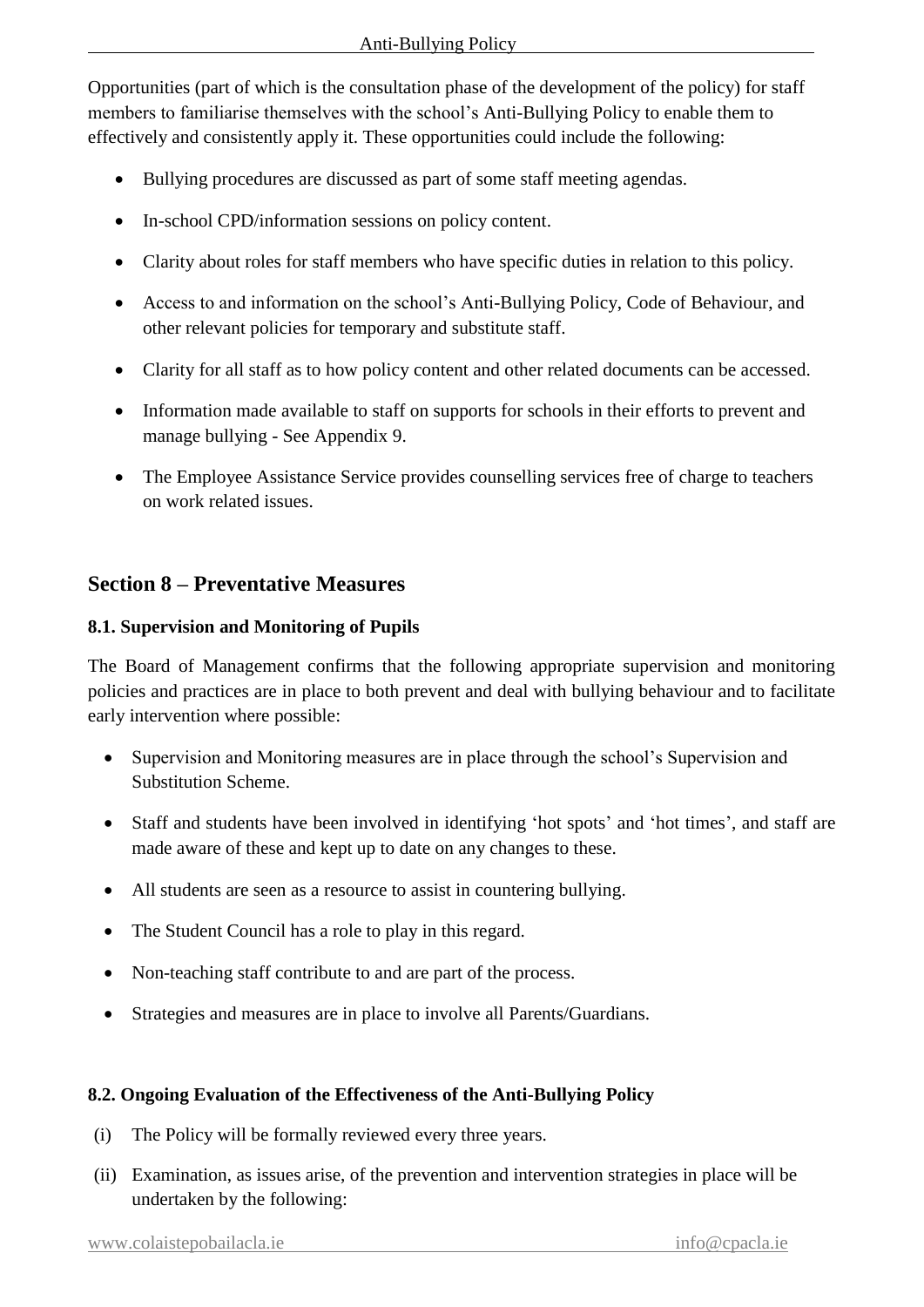Opportunities (part of which is the consultation phase of the development of the policy) for staff members to familiarise themselves with the school's Anti-Bullying Policy to enable them to effectively and consistently apply it. These opportunities could include the following:

- Bullying procedures are discussed as part of some staff meeting agendas.
- In-school CPD/information sessions on policy content.
- Clarity about roles for staff members who have specific duties in relation to this policy.
- Access to and information on the school's Anti-Bullying Policy, Code of Behaviour, and other relevant policies for temporary and substitute staff.
- Clarity for all staff as to how policy content and other related documents can be accessed.
- Information made available to staff on supports for schools in their efforts to prevent and manage bullying - See Appendix 9.
- The Employee Assistance Service provides counselling services free of charge to teachers on work related issues.

## Section 8 – Preventative Measures

### 8.1. Supervision and Monitoring of Pupils

The Board of Management confirms that the following appropriate supervision and monitoring policies and practices are in place to both prevent and deal with bullying behaviour and to facilitate early intervention where possible:

- Supervision and Monitoring measures are in place through the school's Supervision and Substitution Scheme.
- Staff and students have been involved in identifying 'hot spots' and 'hot times', and staff are made aware of these and kept up to date on any changes to these.
- All students are seen as a resource to assist in countering bullying.
- The Student Council has a role to play in this regard.
- Non-teaching staff contribute to and are part of the process.
- Strategies and measures are in place to involve all Parents/Guardians.

### 8.2. Ongoing Evaluation of the Effectiveness of the Anti-Bullying Policy

(i) The Policy will be formally reviewed every three years.

(ii) Examination, as issues arise, of the prevention and intervention strategies in place will be undertaken by the following: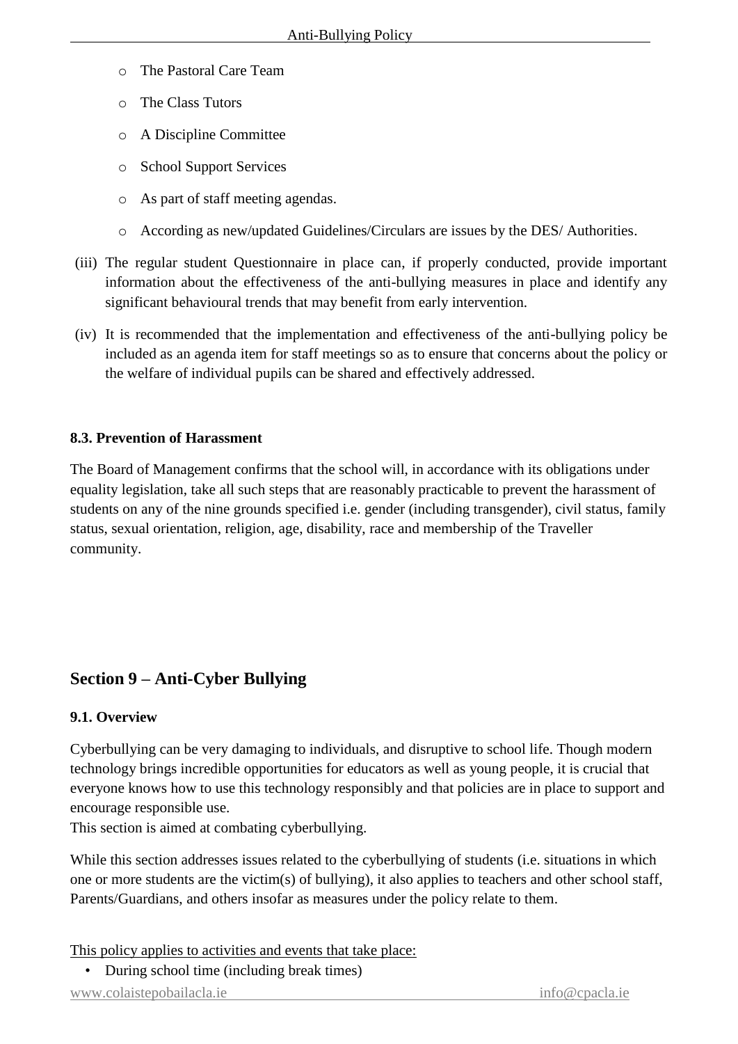- The Pastoral Care Team
- The Class Tutors
- A Discipline Committee
- School Support Services
- As part of staff meeting agendas.
- According as new/updated Guidelines/Circulars are issues by the DES/ Authorities.

(iii) The regular student Questionnaire in place can, if properly conducted, provide important information about the effectiveness of the anti-bullying measures in place and identify any significant behavioural trends that may benefit from early intervention.

(iv) It is recommended that the implementation and effectiveness of the anti-bullying policy be included as an agenda item for staff meetings so as to ensure that concerns about the policy or the welfare of individual pupils can be shared and effectively addressed.

### 8.3. Prevention of Harassment

The Board of Management confirms that the school will, in accordance with its obligations under equality legislation, take all such steps that are reasonably practicable to prevent the harassment of students on any of the nine grounds specified i.e. gender (including transgender), civil status, family status, sexual orientation, religion, age, disability, race and membership of the Traveller community.

## Section 9 – Anti-Cyber Bullying

### 9.1. Overview

Cyberbullying can be very damaging to individuals, and disruptive to school life. Though modern technology brings incredible opportunities for educators as well as young people, it is crucial that everyone knows how to use this technology responsibly and that policies are in place to support and encourage responsible use.
This section is aimed at combating cyberbullying.

While this section addresses issues related to the cyberbullying of students (i.e. situations in which one or more students are the victim(s) of bullying), it also applies to teachers and other school staff, Parents/Guardians, and others insofar as measures under the policy relate to them.

<u>This policy applies to activities and events that take place:</u>

- During school time (including break times)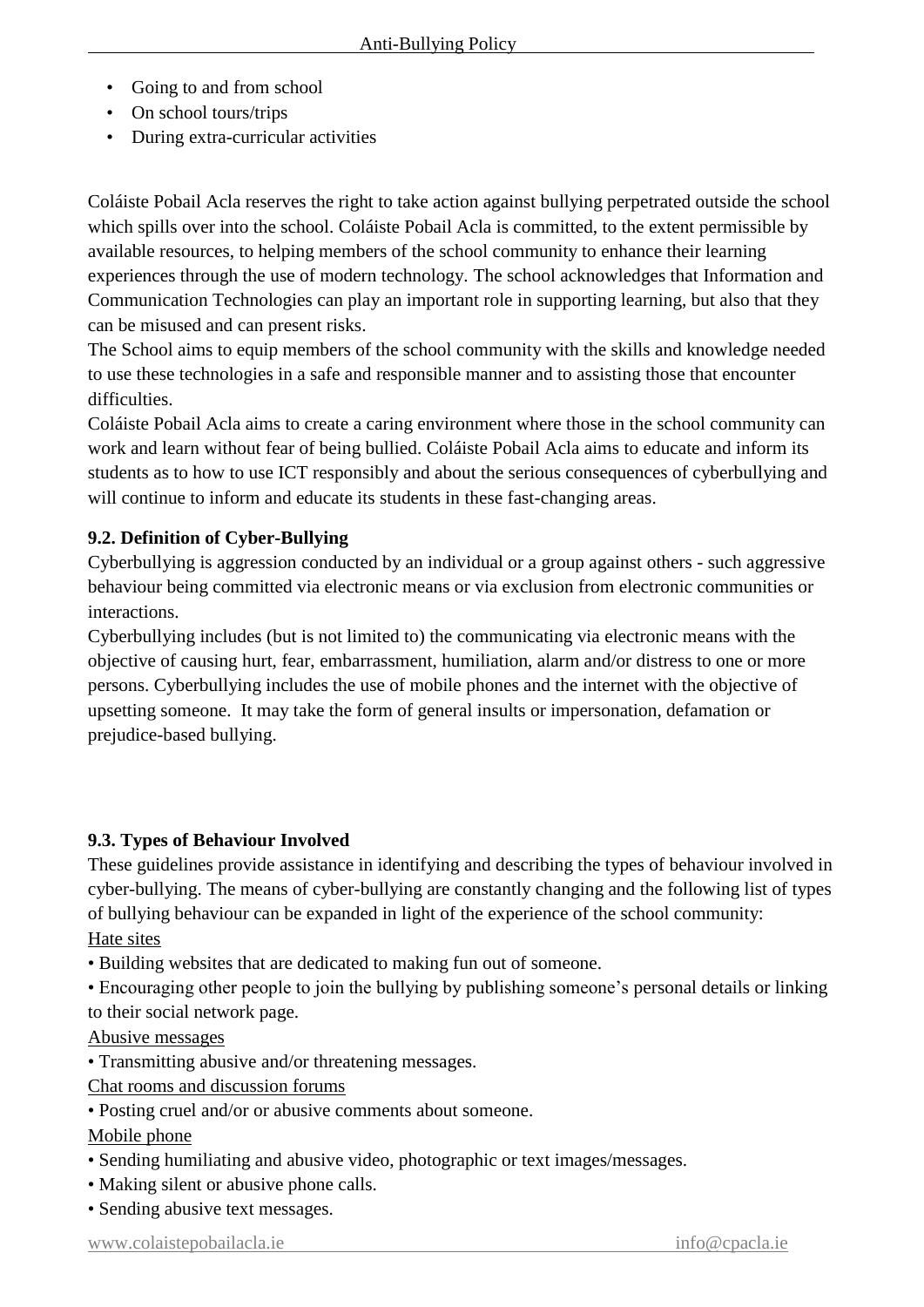- Going to and from school
- On school tours/trips
- During extra-curricular activities

Coláiste Pobail Acla reserves the right to take action against bullying perpetrated outside the school which spills over into the school. Coláiste Pobail Acla is committed, to the extent permissible by available resources, to helping members of the school community to enhance their learning experiences through the use of modern technology. The school acknowledges that Information and Communication Technologies can play an important role in supporting learning, but also that they can be misused and can present risks.

The School aims to equip members of the school community with the skills and knowledge needed to use these technologies in a safe and responsible manner and to assisting those that encounter difficulties.

Coláiste Pobail Acla aims to create a caring environment where those in the school community can work and learn without fear of being bullied. Coláiste Pobail Acla aims to educate and inform its students as to how to use ICT responsibly and about the serious consequences of cyberbullying and will continue to inform and educate its students in these fast-changing areas.

**9.2. Definition of Cyber-Bullying**

Cyberbullying is aggression conducted by an individual or a group against others - such aggressive behaviour being committed via electronic means or via exclusion from electronic communities or interactions.

Cyberbullying includes (but is not limited to) the communicating via electronic means with the objective of causing hurt, fear, embarrassment, humiliation, alarm and/or distress to one or more persons. Cyberbullying includes the use of mobile phones and the internet with the objective of upsetting someone. It may take the form of general insults or impersonation, defamation or prejudice-based bullying.

**9.3. Types of Behaviour Involved**

These guidelines provide assistance in identifying and describing the types of behaviour involved in cyber-bullying. The means of cyber-bullying are constantly changing and the following list of types of bullying behaviour can be expanded in light of the experience of the school community:

<u>Hate sites</u>

- Building websites that are dedicated to making fun out of someone.
- Encouraging other people to join the bullying by publishing someone's personal details or linking to their social network page.

<u>Abusive messages</u>

- Transmitting abusive and/or threatening messages.

<u>Chat rooms and discussion forums</u>

- Posting cruel and/or or abusive comments about someone.

<u>Mobile phone</u>

- Sending humiliating and abusive video, photographic or text images/messages.
- Making silent or abusive phone calls.
- Sending abusive text messages.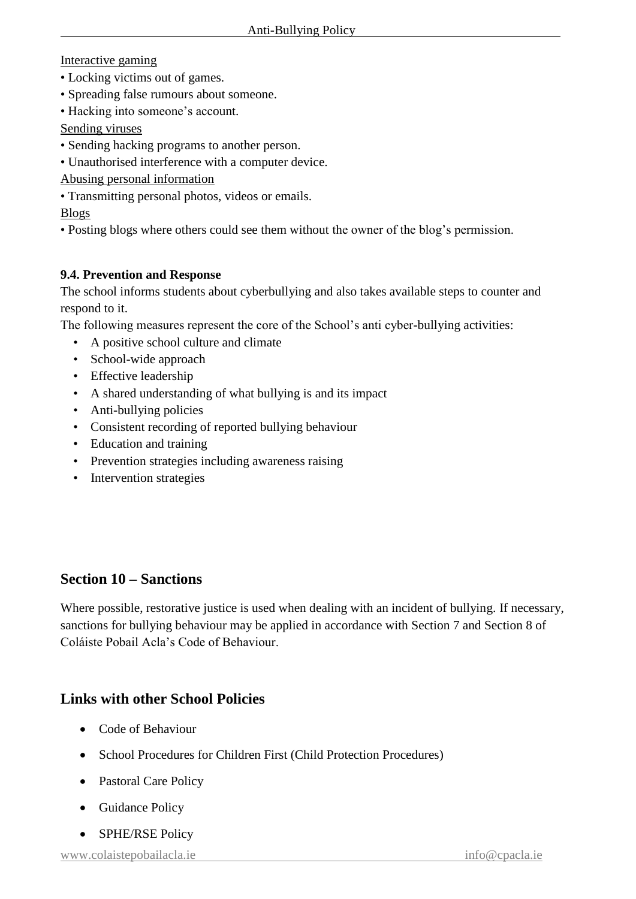Interactive gaming

- Locking victims out of games.
- Spreading false rumours about someone.
- Hacking into someone's account.

Sending viruses

- Sending hacking programs to another person.
- Unauthorised interference with a computer device.

Abusing personal information

- Transmitting personal photos, videos or emails.

Blogs

- Posting blogs where others could see them without the owner of the blog's permission.

### 9.4. Prevention and Response

The school informs students about cyberbullying and also takes available steps to counter and respond to it.

The following measures represent the core of the School's anti cyber-bullying activities:

- A positive school culture and climate
- School-wide approach
- Effective leadership
- A shared understanding of what bullying is and its impact
- Anti-bullying policies
- Consistent recording of reported bullying behaviour
- Education and training
- Prevention strategies including awareness raising
- Intervention strategies

## Section 10 – Sanctions

Where possible, restorative justice is used when dealing with an incident of bullying. If necessary, sanctions for bullying behaviour may be applied in accordance with Section 7 and Section 8 of Coláiste Pobail Acla's Code of Behaviour.

## Links with other School Policies

- Code of Behaviour
- School Procedures for Children First (Child Protection Procedures)
- Pastoral Care Policy
- Guidance Policy
- SPHE/RSE Policy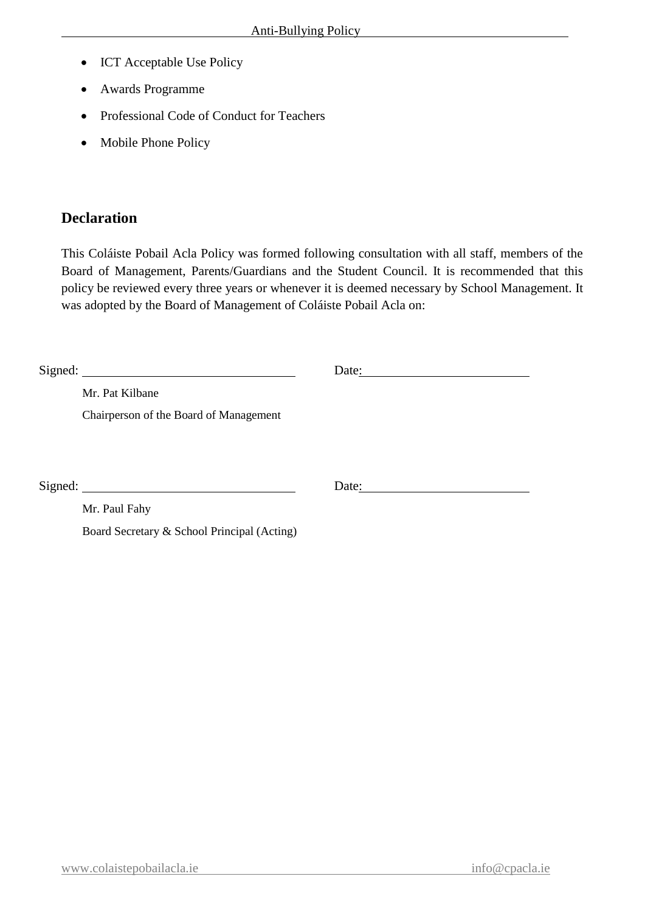- ICT Acceptable Use Policy
- Awards Programme
- Professional Code of Conduct for Teachers
- Mobile Phone Policy

## Declaration

This Coláiste Pobail Acla Policy was formed following consultation with all staff, members of the Board of Management, Parents/Guardians and the Student Council. It is recommended that this policy be reviewed every three years or whenever it is deemed necessary by School Management. It was adopted by the Board of Management of Coláiste Pobail Acla on:

Signed: ______________________________ Date: ________________________

Mr. Pat Kilbane

Chairperson of the Board of Management

Signed: ______________________________ Date: ________________________

Mr. Paul Fahy

Board Secretary & School Principal (Acting)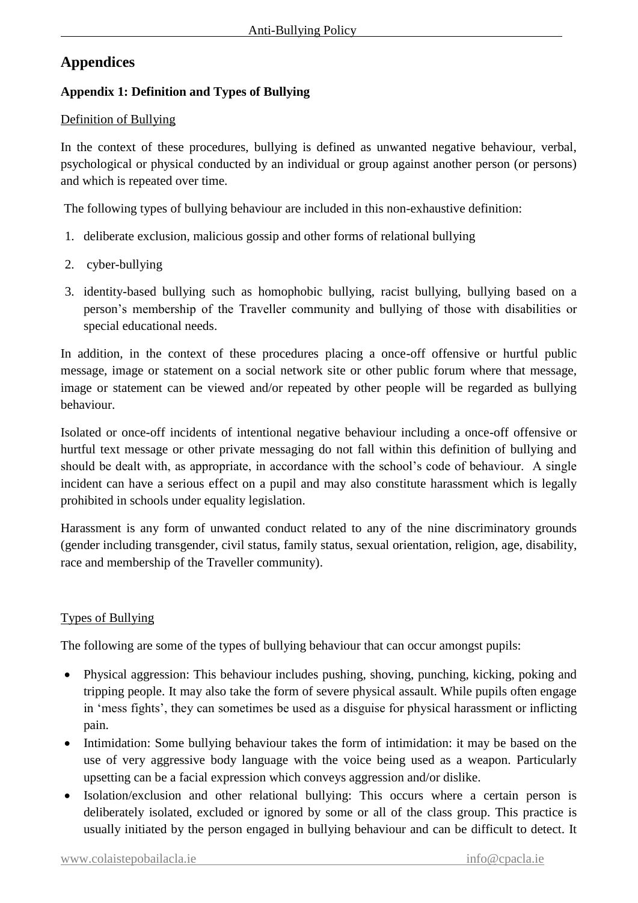## Appendices

### Appendix 1: Definition and Types of Bullying

Definition of Bullying

In the context of these procedures, bullying is defined as unwanted negative behaviour, verbal, psychological or physical conducted by an individual or group against another person (or persons) and which is repeated over time.

The following types of bullying behaviour are included in this non-exhaustive definition:

1. deliberate exclusion, malicious gossip and other forms of relational bullying
2. cyber-bullying
3. identity-based bullying such as homophobic bullying, racist bullying, bullying based on a person's membership of the Traveller community and bullying of those with disabilities or special educational needs.

In addition, in the context of these procedures placing a once-off offensive or hurtful public message, image or statement on a social network site or other public forum where that message, image or statement can be viewed and/or repeated by other people will be regarded as bullying behaviour.

Isolated or once-off incidents of intentional negative behaviour including a once-off offensive or hurtful text message or other private messaging do not fall within this definition of bullying and should be dealt with, as appropriate, in accordance with the school's code of behaviour. A single incident can have a serious effect on a pupil and may also constitute harassment which is legally prohibited in schools under equality legislation.

Harassment is any form of unwanted conduct related to any of the nine discriminatory grounds (gender including transgender, civil status, family status, sexual orientation, religion, age, disability, race and membership of the Traveller community).

Types of Bullying

The following are some of the types of bullying behaviour that can occur amongst pupils:

- Physical aggression: This behaviour includes pushing, shoving, punching, kicking, poking and tripping people. It may also take the form of severe physical assault. While pupils often engage in 'mess fights', they can sometimes be used as a disguise for physical harassment or inflicting pain.
- Intimidation: Some bullying behaviour takes the form of intimidation: it may be based on the use of very aggressive body language with the voice being used as a weapon. Particularly upsetting can be a facial expression which conveys aggression and/or dislike.
- Isolation/exclusion and other relational bullying: This occurs where a certain person is deliberately isolated, excluded or ignored by some or all of the class group. This practice is usually initiated by the person engaged in bullying behaviour and can be difficult to detect. It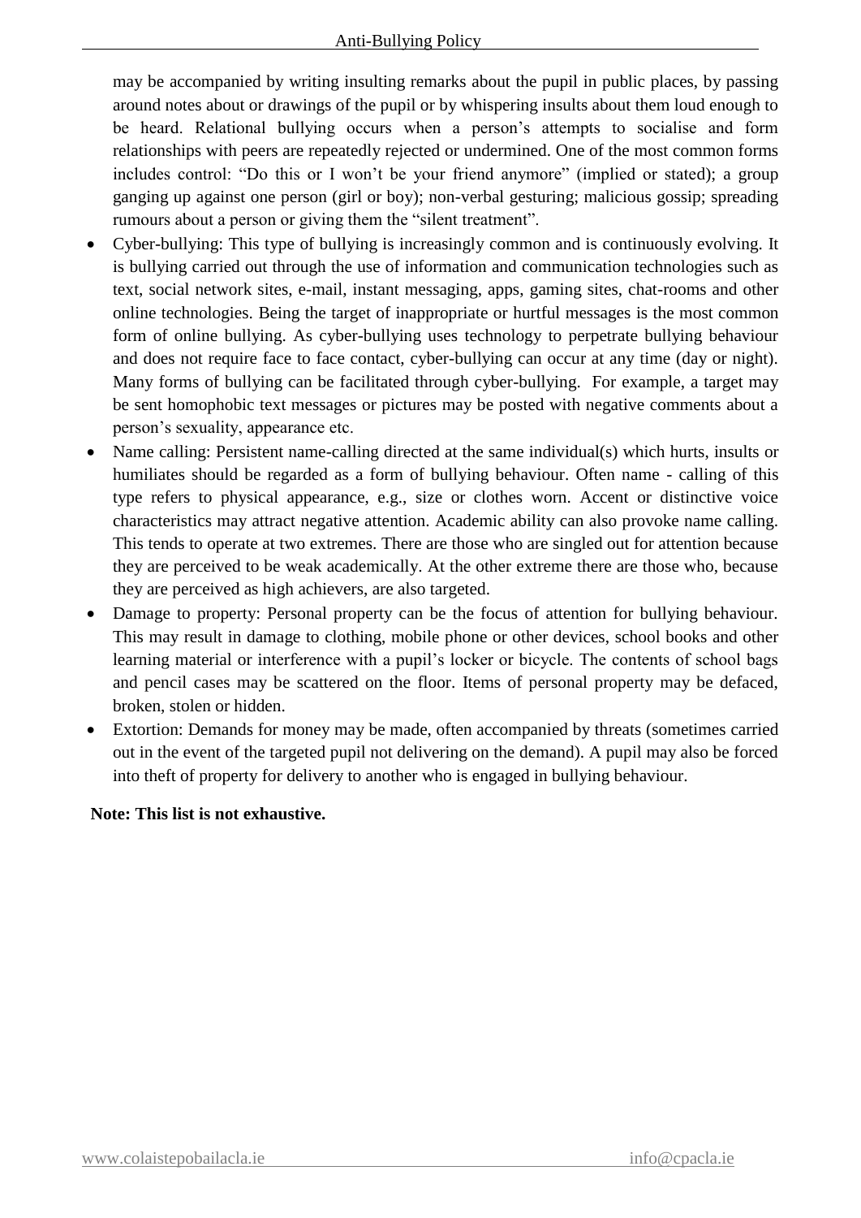may be accompanied by writing insulting remarks about the pupil in public places, by passing around notes about or drawings of the pupil or by whispering insults about them loud enough to be heard. Relational bullying occurs when a person's attempts to socialise and form relationships with peers are repeatedly rejected or undermined. One of the most common forms includes control: "Do this or I won't be your friend anymore" (implied or stated); a group ganging up against one person (girl or boy); non-verbal gesturing; malicious gossip; spreading rumours about a person or giving them the "silent treatment".

- Cyber-bullying: This type of bullying is increasingly common and is continuously evolving. It is bullying carried out through the use of information and communication technologies such as text, social network sites, e-mail, instant messaging, apps, gaming sites, chat-rooms and other online technologies. Being the target of inappropriate or hurtful messages is the most common form of online bullying. As cyber-bullying uses technology to perpetrate bullying behaviour and does not require face to face contact, cyber-bullying can occur at any time (day or night). Many forms of bullying can be facilitated through cyber-bullying. For example, a target may be sent homophobic text messages or pictures may be posted with negative comments about a person's sexuality, appearance etc.
- Name calling: Persistent name-calling directed at the same individual(s) which hurts, insults or humiliates should be regarded as a form of bullying behaviour. Often name - calling of this type refers to physical appearance, e.g., size or clothes worn. Accent or distinctive voice characteristics may attract negative attention. Academic ability can also provoke name calling. This tends to operate at two extremes. There are those who are singled out for attention because they are perceived to be weak academically. At the other extreme there are those who, because they are perceived as high achievers, are also targeted.
- Damage to property: Personal property can be the focus of attention for bullying behaviour. This may result in damage to clothing, mobile phone or other devices, school books and other learning material or interference with a pupil's locker or bicycle. The contents of school bags and pencil cases may be scattered on the floor. Items of personal property may be defaced, broken, stolen or hidden.
- Extortion: Demands for money may be made, often accompanied by threats (sometimes carried out in the event of the targeted pupil not delivering on the demand). A pupil may also be forced into theft of property for delivery to another who is engaged in bullying behaviour.

**Note: This list is not exhaustive.**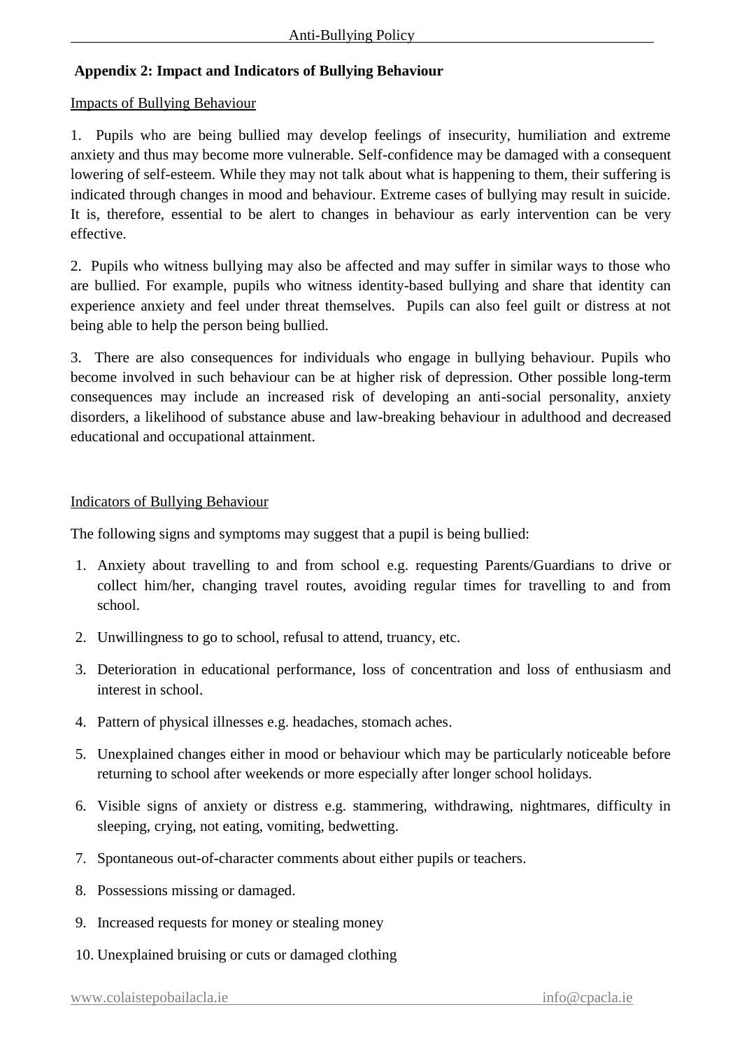**Appendix 2: Impact and Indicators of Bullying Behaviour**

Impacts of Bullying Behaviour

1. Pupils who are being bullied may develop feelings of insecurity, humiliation and extreme anxiety and thus may become more vulnerable. Self-confidence may be damaged with a consequent lowering of self-esteem. While they may not talk about what is happening to them, their suffering is indicated through changes in mood and behaviour. Extreme cases of bullying may result in suicide. It is, therefore, essential to be alert to changes in behaviour as early intervention can be very effective.

2. Pupils who witness bullying may also be affected and may suffer in similar ways to those who are bullied. For example, pupils who witness identity-based bullying and share that identity can experience anxiety and feel under threat themselves. Pupils can also feel guilt or distress at not being able to help the person being bullied.

3. There are also consequences for individuals who engage in bullying behaviour. Pupils who become involved in such behaviour can be at higher risk of depression. Other possible long-term consequences may include an increased risk of developing an anti-social personality, anxiety disorders, a likelihood of substance abuse and law-breaking behaviour in adulthood and decreased educational and occupational attainment.

Indicators of Bullying Behaviour

The following signs and symptoms may suggest that a pupil is being bullied:

1. Anxiety about travelling to and from school e.g. requesting Parents/Guardians to drive or collect him/her, changing travel routes, avoiding regular times for travelling to and from school.
2. Unwillingness to go to school, refusal to attend, truancy, etc.
3. Deterioration in educational performance, loss of concentration and loss of enthusiasm and interest in school.
4. Pattern of physical illnesses e.g. headaches, stomach aches.
5. Unexplained changes either in mood or behaviour which may be particularly noticeable before returning to school after weekends or more especially after longer school holidays.
6. Visible signs of anxiety or distress e.g. stammering, withdrawing, nightmares, difficulty in sleeping, crying, not eating, vomiting, bedwetting.
7. Spontaneous out-of-character comments about either pupils or teachers.
8. Possessions missing or damaged.
9. Increased requests for money or stealing money
10. Unexplained bruising or cuts or damaged clothing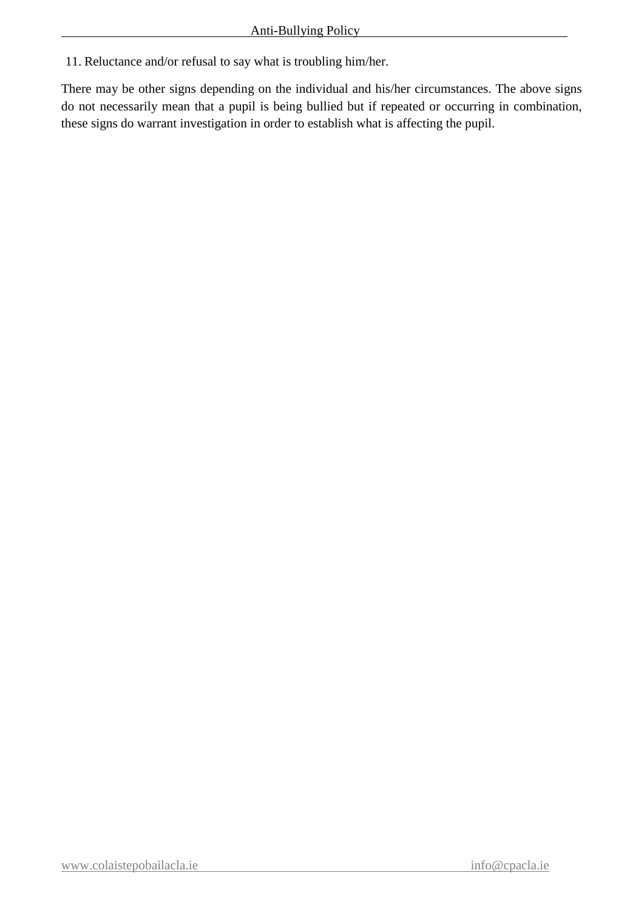11. Reluctance and/or refusal to say what is troubling him/her.

There may be other signs depending on the individual and his/her circumstances. The above signs do not necessarily mean that a pupil is being bullied but if repeated or occurring in combination, these signs do warrant investigation in order to establish what is affecting the pupil.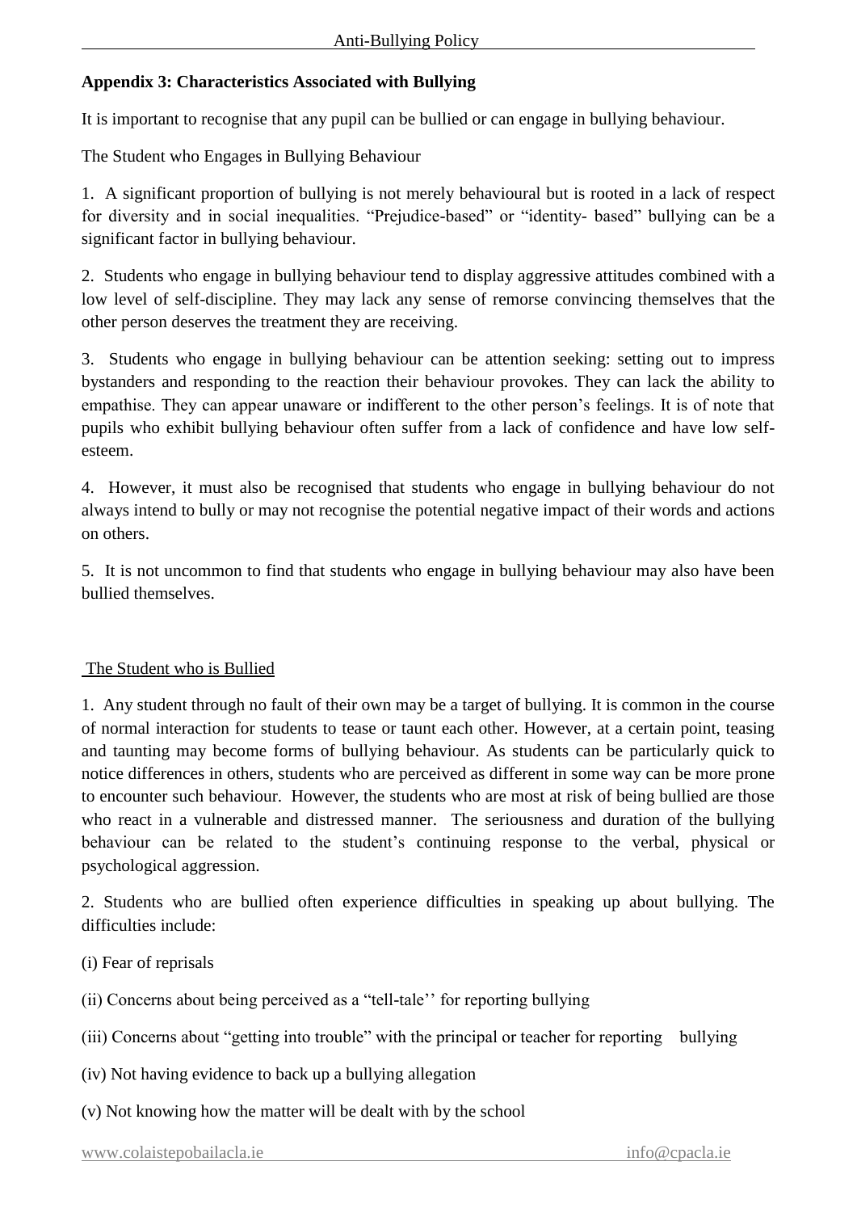## Appendix 3: Characteristics Associated with Bullying

It is important to recognise that any pupil can be bullied or can engage in bullying behaviour.

The Student who Engages in Bullying Behaviour

1. A significant proportion of bullying is not merely behavioural but is rooted in a lack of respect for diversity and in social inequalities. "Prejudice-based" or "identity- based" bullying can be a significant factor in bullying behaviour.

2. Students who engage in bullying behaviour tend to display aggressive attitudes combined with a low level of self-discipline. They may lack any sense of remorse convincing themselves that the other person deserves the treatment they are receiving.

3. Students who engage in bullying behaviour can be attention seeking: setting out to impress bystanders and responding to the reaction their behaviour provokes. They can lack the ability to empathise. They can appear unaware or indifferent to the other person's feelings. It is of note that pupils who exhibit bullying behaviour often suffer from a lack of confidence and have low self-esteem.

4. However, it must also be recognised that students who engage in bullying behaviour do not always intend to bully or may not recognise the potential negative impact of their words and actions on others.

5. It is not uncommon to find that students who engage in bullying behaviour may also have been bullied themselves.

The Student who is Bullied

1. Any student through no fault of their own may be a target of bullying. It is common in the course of normal interaction for students to tease or taunt each other. However, at a certain point, teasing and taunting may become forms of bullying behaviour. As students can be particularly quick to notice differences in others, students who are perceived as different in some way can be more prone to encounter such behaviour. However, the students who are most at risk of being bullied are those who react in a vulnerable and distressed manner. The seriousness and duration of the bullying behaviour can be related to the student's continuing response to the verbal, physical or psychological aggression.

2. Students who are bullied often experience difficulties in speaking up about bullying. The difficulties include:

(i) Fear of reprisals

(ii) Concerns about being perceived as a "tell-tale'' for reporting bullying

(iii) Concerns about "getting into trouble" with the principal or teacher for reporting bullying

(iv) Not having evidence to back up a bullying allegation

(v) Not knowing how the matter will be dealt with by the school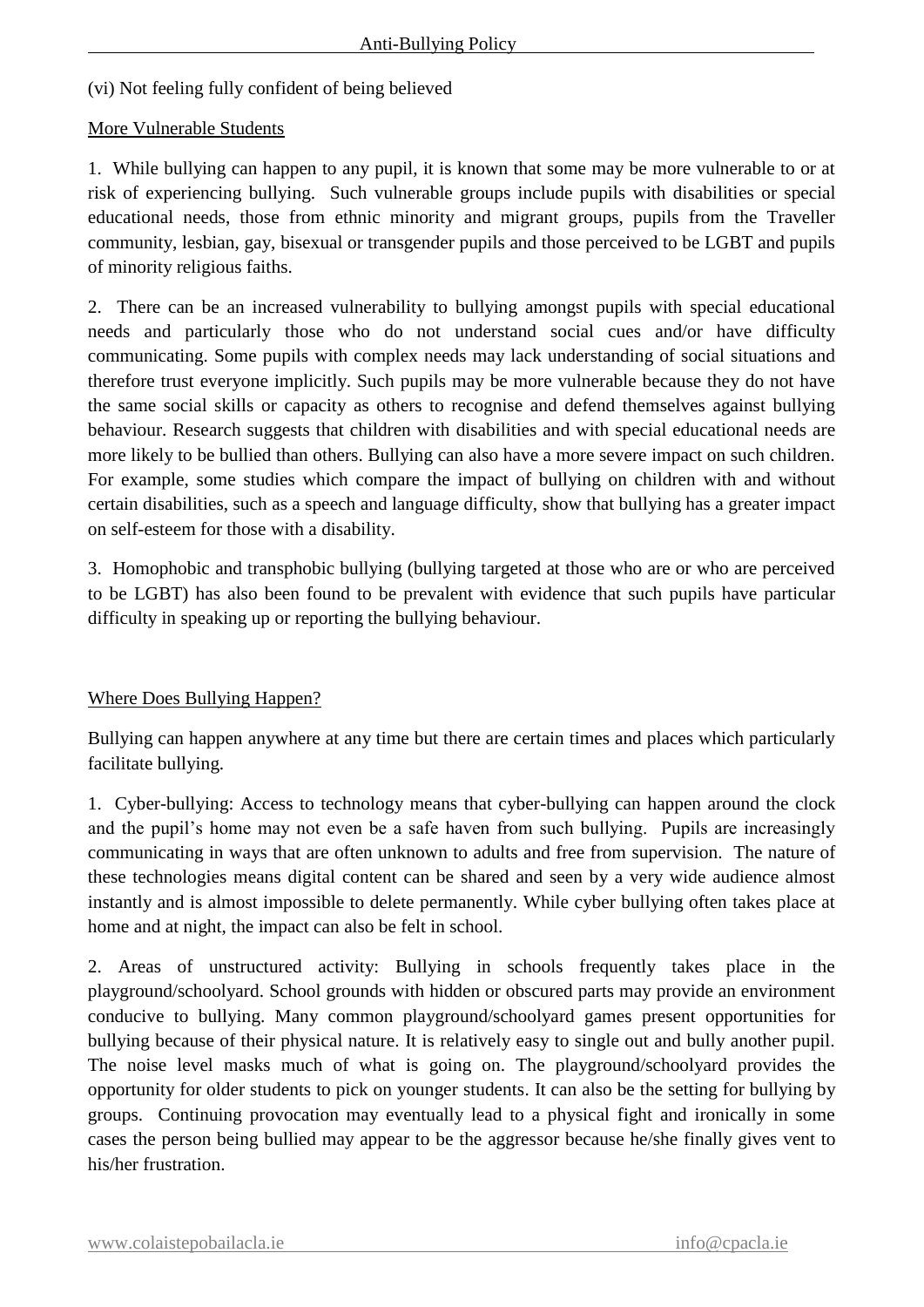(vi) Not feeling fully confident of being believed

## More Vulnerable Students

1. While bullying can happen to any pupil, it is known that some may be more vulnerable to or at risk of experiencing bullying. Such vulnerable groups include pupils with disabilities or special educational needs, those from ethnic minority and migrant groups, pupils from the Traveller community, lesbian, gay, bisexual or transgender pupils and those perceived to be LGBT and pupils of minority religious faiths.

2. There can be an increased vulnerability to bullying amongst pupils with special educational needs and particularly those who do not understand social cues and/or have difficulty communicating. Some pupils with complex needs may lack understanding of social situations and therefore trust everyone implicitly. Such pupils may be more vulnerable because they do not have the same social skills or capacity as others to recognise and defend themselves against bullying behaviour. Research suggests that children with disabilities and with special educational needs are more likely to be bullied than others. Bullying can also have a more severe impact on such children. For example, some studies which compare the impact of bullying on children with and without certain disabilities, such as a speech and language difficulty, show that bullying has a greater impact on self-esteem for those with a disability.

3. Homophobic and transphobic bullying (bullying targeted at those who are or who are perceived to be LGBT) has also been found to be prevalent with evidence that such pupils have particular difficulty in speaking up or reporting the bullying behaviour.

## Where Does Bullying Happen?

Bullying can happen anywhere at any time but there are certain times and places which particularly facilitate bullying.

1. Cyber-bullying: Access to technology means that cyber-bullying can happen around the clock and the pupil's home may not even be a safe haven from such bullying. Pupils are increasingly communicating in ways that are often unknown to adults and free from supervision. The nature of these technologies means digital content can be shared and seen by a very wide audience almost instantly and is almost impossible to delete permanently. While cyber bullying often takes place at home and at night, the impact can also be felt in school.

2. Areas of unstructured activity: Bullying in schools frequently takes place in the playground/schoolyard. School grounds with hidden or obscured parts may provide an environment conducive to bullying. Many common playground/schoolyard games present opportunities for bullying because of their physical nature. It is relatively easy to single out and bully another pupil. The noise level masks much of what is going on. The playground/schoolyard provides the opportunity for older students to pick on younger students. It can also be the setting for bullying by groups. Continuing provocation may eventually lead to a physical fight and ironically in some cases the person being bullied may appear to be the aggressor because he/she finally gives vent to his/her frustration.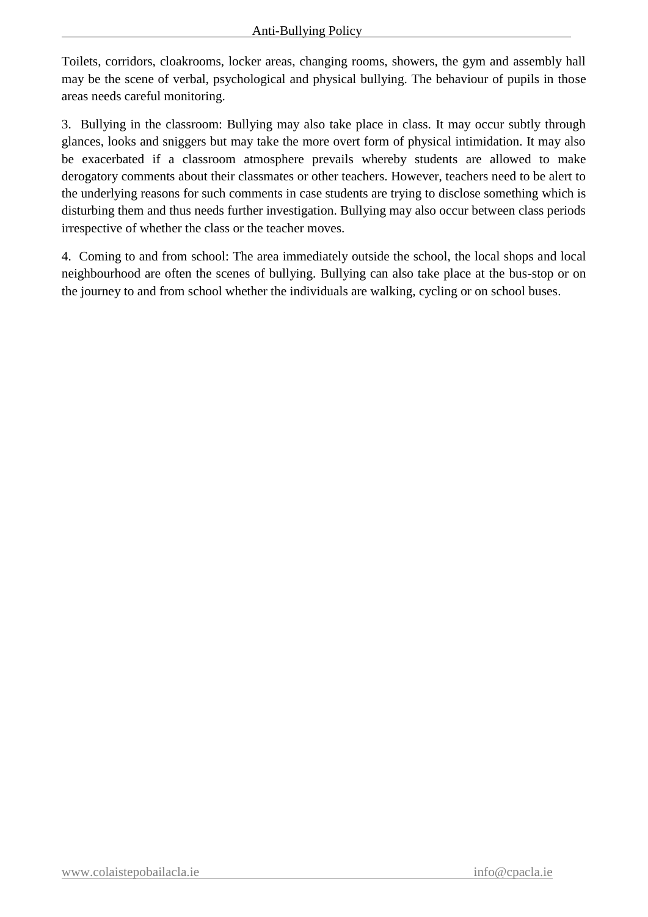Toilets, corridors, cloakrooms, locker areas, changing rooms, showers, the gym and assembly hall may be the scene of verbal, psychological and physical bullying. The behaviour of pupils in those areas needs careful monitoring.

3. Bullying in the classroom: Bullying may also take place in class. It may occur subtly through glances, looks and sniggers but may take the more overt form of physical intimidation. It may also be exacerbated if a classroom atmosphere prevails whereby students are allowed to make derogatory comments about their classmates or other teachers. However, teachers need to be alert to the underlying reasons for such comments in case students are trying to disclose something which is disturbing them and thus needs further investigation. Bullying may also occur between class periods irrespective of whether the class or the teacher moves.

4. Coming to and from school: The area immediately outside the school, the local shops and local neighbourhood are often the scenes of bullying. Bullying can also take place at the bus-stop or on the journey to and from school whether the individuals are walking, cycling or on school buses.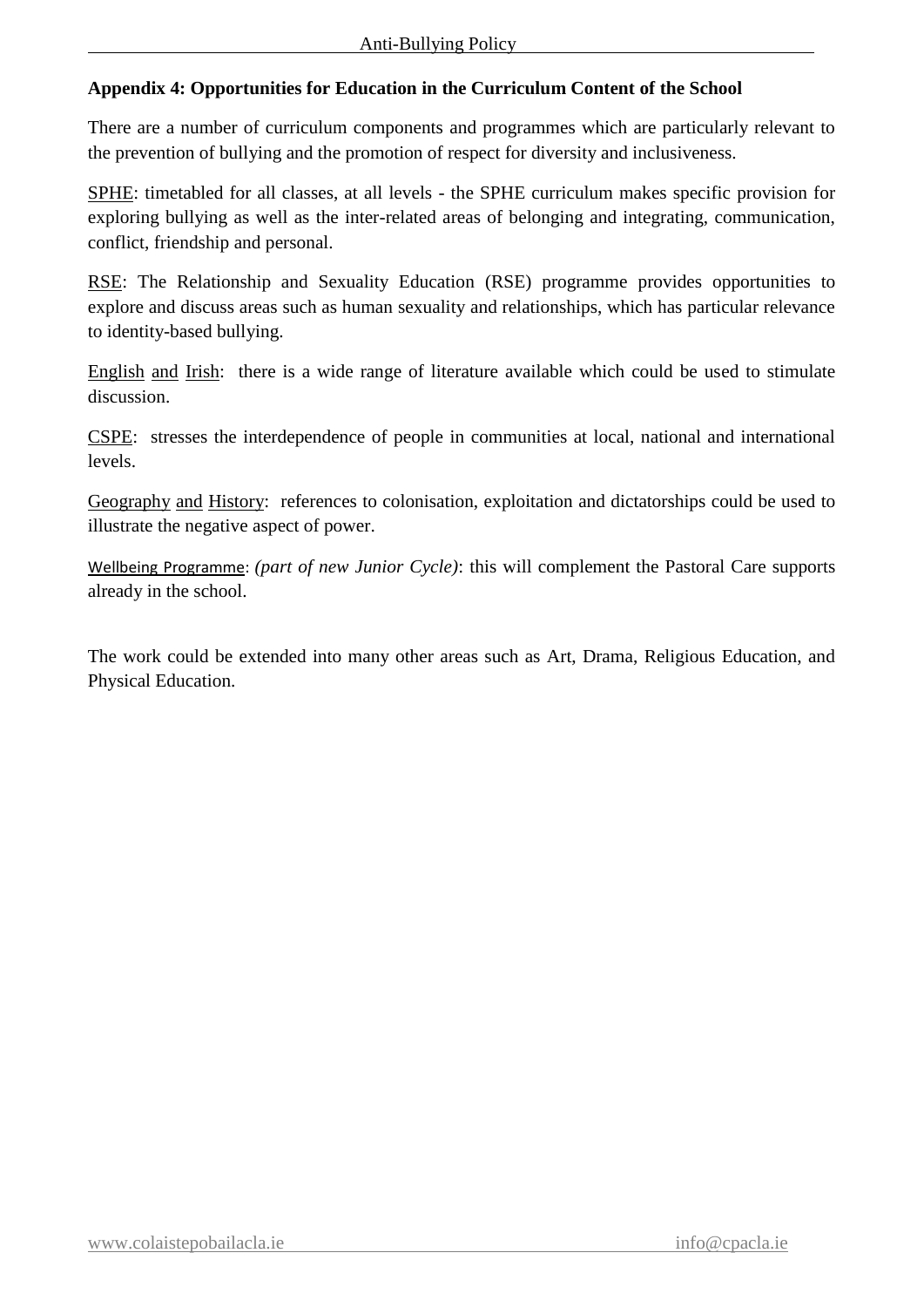**Appendix 4: Opportunities for Education in the Curriculum Content of the School**

There are a number of curriculum components and programmes which are particularly relevant to the prevention of bullying and the promotion of respect for diversity and inclusiveness.

SPHE: timetabled for all classes, at all levels - the SPHE curriculum makes specific provision for exploring bullying as well as the inter-related areas of belonging and integrating, communication, conflict, friendship and personal.

RSE: The Relationship and Sexuality Education (RSE) programme provides opportunities to explore and discuss areas such as human sexuality and relationships, which has particular relevance to identity-based bullying.

English and Irish: there is a wide range of literature available which could be used to stimulate discussion.

CSPE: stresses the interdependence of people in communities at local, national and international levels.

Geography and History: references to colonisation, exploitation and dictatorships could be used to illustrate the negative aspect of power.

Wellbeing Programme: *(part of new Junior Cycle)*: this will complement the Pastoral Care supports already in the school.

The work could be extended into many other areas such as Art, Drama, Religious Education, and Physical Education.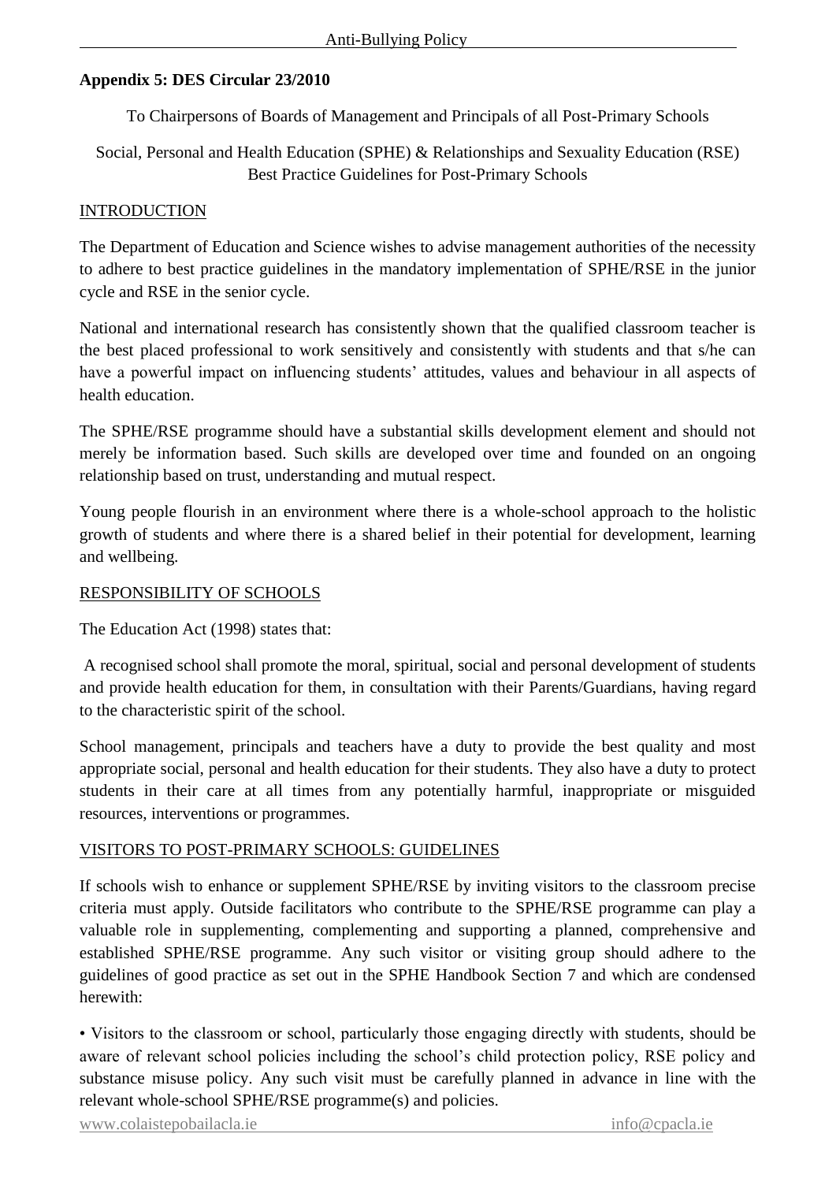**Appendix 5: DES Circular 23/2010**

To Chairpersons of Boards of Management and Principals of all Post-Primary Schools

Social, Personal and Health Education (SPHE) & Relationships and Sexuality Education (RSE) Best Practice Guidelines for Post-Primary Schools

INTRODUCTION

The Department of Education and Science wishes to advise management authorities of the necessity to adhere to best practice guidelines in the mandatory implementation of SPHE/RSE in the junior cycle and RSE in the senior cycle.

National and international research has consistently shown that the qualified classroom teacher is the best placed professional to work sensitively and consistently with students and that s/he can have a powerful impact on influencing students' attitudes, values and behaviour in all aspects of health education.

The SPHE/RSE programme should have a substantial skills development element and should not merely be information based. Such skills are developed over time and founded on an ongoing relationship based on trust, understanding and mutual respect.

Young people flourish in an environment where there is a whole-school approach to the holistic growth of students and where there is a shared belief in their potential for development, learning and wellbeing.

RESPONSIBILITY OF SCHOOLS

The Education Act (1998) states that:

A recognised school shall promote the moral, spiritual, social and personal development of students and provide health education for them, in consultation with their Parents/Guardians, having regard to the characteristic spirit of the school.

School management, principals and teachers have a duty to provide the best quality and most appropriate social, personal and health education for their students. They also have a duty to protect students in their care at all times from any potentially harmful, inappropriate or misguided resources, interventions or programmes.

VISITORS TO POST-PRIMARY SCHOOLS: GUIDELINES

If schools wish to enhance or supplement SPHE/RSE by inviting visitors to the classroom precise criteria must apply. Outside facilitators who contribute to the SPHE/RSE programme can play a valuable role in supplementing, complementing and supporting a planned, comprehensive and established SPHE/RSE programme. Any such visitor or visiting group should adhere to the guidelines of good practice as set out in the SPHE Handbook Section 7 and which are condensed herewith:

- Visitors to the classroom or school, particularly those engaging directly with students, should be aware of relevant school policies including the school's child protection policy, RSE policy and substance misuse policy. Any such visit must be carefully planned in advance in line with the relevant whole-school SPHE/RSE programme(s) and policies.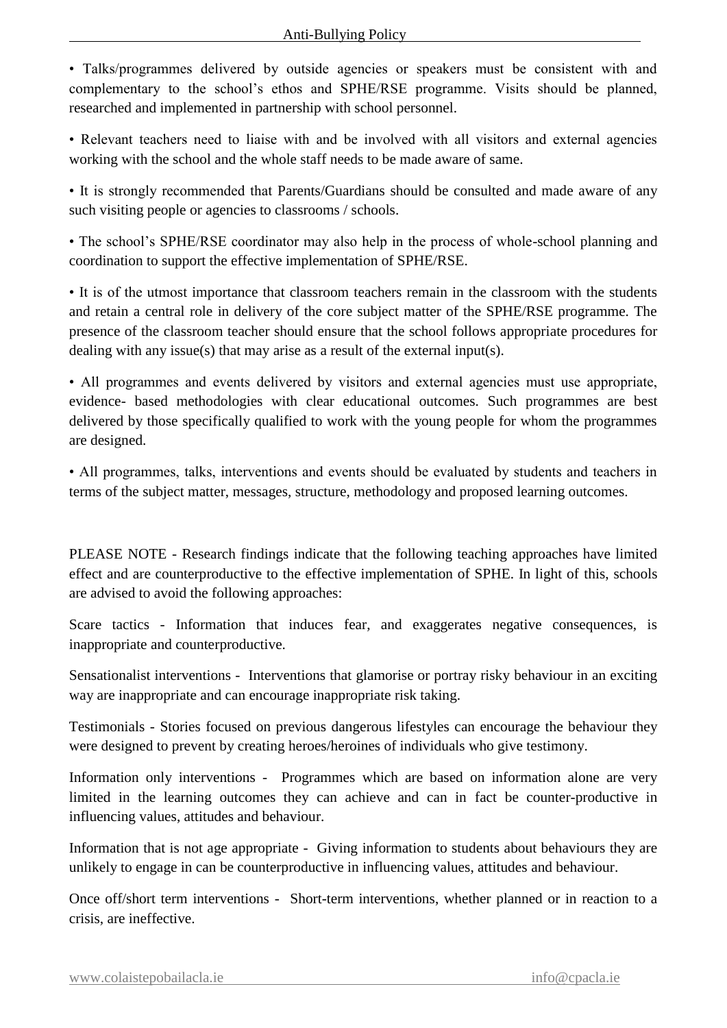• Talks/programmes delivered by outside agencies or speakers must be consistent with and complementary to the school's ethos and SPHE/RSE programme. Visits should be planned, researched and implemented in partnership with school personnel.

• Relevant teachers need to liaise with and be involved with all visitors and external agencies working with the school and the whole staff needs to be made aware of same.

• It is strongly recommended that Parents/Guardians should be consulted and made aware of any such visiting people or agencies to classrooms / schools.

• The school's SPHE/RSE coordinator may also help in the process of whole-school planning and coordination to support the effective implementation of SPHE/RSE.

• It is of the utmost importance that classroom teachers remain in the classroom with the students and retain a central role in delivery of the core subject matter of the SPHE/RSE programme. The presence of the classroom teacher should ensure that the school follows appropriate procedures for dealing with any issue(s) that may arise as a result of the external input(s).

• All programmes and events delivered by visitors and external agencies must use appropriate, evidence- based methodologies with clear educational outcomes. Such programmes are best delivered by those specifically qualified to work with the young people for whom the programmes are designed.

• All programmes, talks, interventions and events should be evaluated by students and teachers in terms of the subject matter, messages, structure, methodology and proposed learning outcomes.

PLEASE NOTE - Research findings indicate that the following teaching approaches have limited effect and are counterproductive to the effective implementation of SPHE. In light of this, schools are advised to avoid the following approaches:

Scare tactics - Information that induces fear, and exaggerates negative consequences, is inappropriate and counterproductive.

Sensationalist interventions - Interventions that glamorise or portray risky behaviour in an exciting way are inappropriate and can encourage inappropriate risk taking.

Testimonials - Stories focused on previous dangerous lifestyles can encourage the behaviour they were designed to prevent by creating heroes/heroines of individuals who give testimony.

Information only interventions - Programmes which are based on information alone are very limited in the learning outcomes they can achieve and can in fact be counter-productive in influencing values, attitudes and behaviour.

Information that is not age appropriate - Giving information to students about behaviours they are unlikely to engage in can be counterproductive in influencing values, attitudes and behaviour.

Once off/short term interventions - Short-term interventions, whether planned or in reaction to a crisis, are ineffective.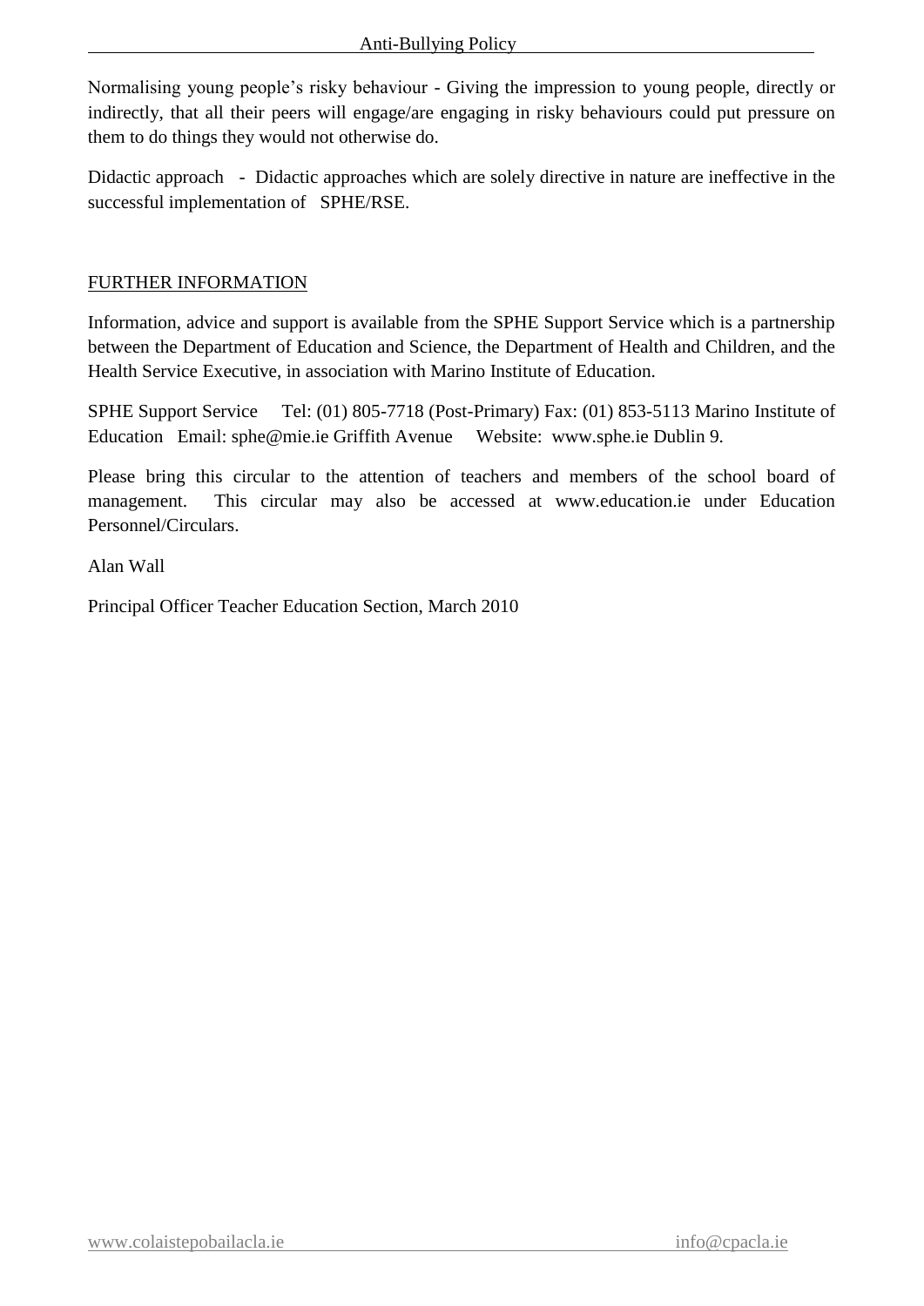Normalising young people's risky behaviour - Giving the impression to young people, directly or indirectly, that all their peers will engage/are engaging in risky behaviours could put pressure on them to do things they would not otherwise do.

Didactic approach - Didactic approaches which are solely directive in nature are ineffective in the successful implementation of SPHE/RSE.

## FURTHER INFORMATION

Information, advice and support is available from the SPHE Support Service which is a partnership between the Department of Education and Science, the Department of Health and Children, and the Health Service Executive, in association with Marino Institute of Education.

SPHE Support Service Tel: (01) 805-7718 (Post-Primary) Fax: (01) 853-5113 Marino Institute of Education Email: sphe@mie.ie Griffith Avenue Website: www.sphe.ie Dublin 9.

Please bring this circular to the attention of teachers and members of the school board of management. This circular may also be accessed at www.education.ie under Education Personnel/Circulars.

Alan Wall

Principal Officer Teacher Education Section, March 2010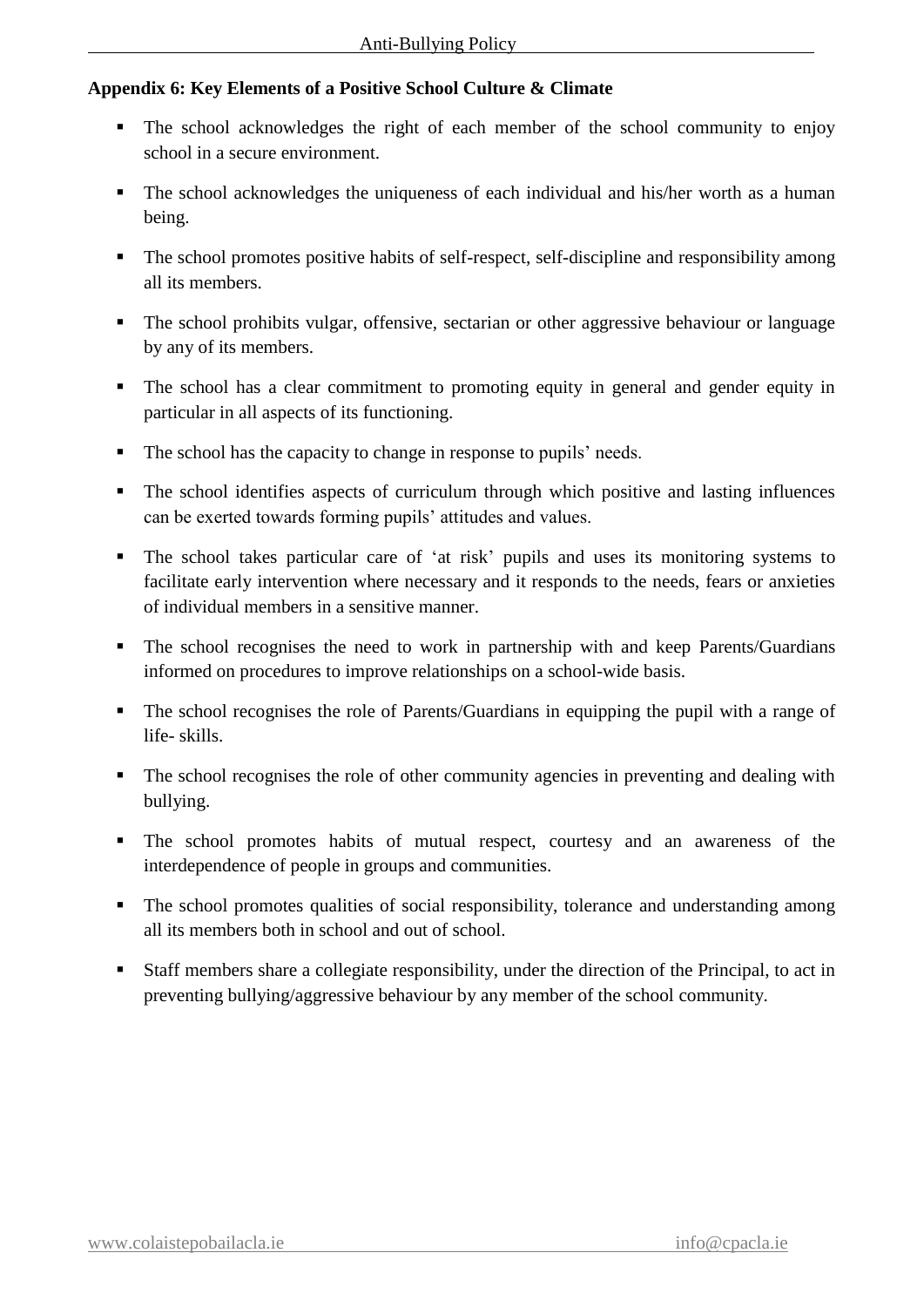**Appendix 6: Key Elements of a Positive School Culture & Climate**

- The school acknowledges the right of each member of the school community to enjoy school in a secure environment.
- The school acknowledges the uniqueness of each individual and his/her worth as a human being.
- The school promotes positive habits of self-respect, self-discipline and responsibility among all its members.
- The school prohibits vulgar, offensive, sectarian or other aggressive behaviour or language by any of its members.
- The school has a clear commitment to promoting equity in general and gender equity in particular in all aspects of its functioning.
- The school has the capacity to change in response to pupils' needs.
- The school identifies aspects of curriculum through which positive and lasting influences can be exerted towards forming pupils' attitudes and values.
- The school takes particular care of 'at risk' pupils and uses its monitoring systems to facilitate early intervention where necessary and it responds to the needs, fears or anxieties of individual members in a sensitive manner.
- The school recognises the need to work in partnership with and keep Parents/Guardians informed on procedures to improve relationships on a school-wide basis.
- The school recognises the role of Parents/Guardians in equipping the pupil with a range of life- skills.
- The school recognises the role of other community agencies in preventing and dealing with bullying.
- The school promotes habits of mutual respect, courtesy and an awareness of the interdependence of people in groups and communities.
- The school promotes qualities of social responsibility, tolerance and understanding among all its members both in school and out of school.
- Staff members share a collegiate responsibility, under the direction of the Principal, to act in preventing bullying/aggressive behaviour by any member of the school community.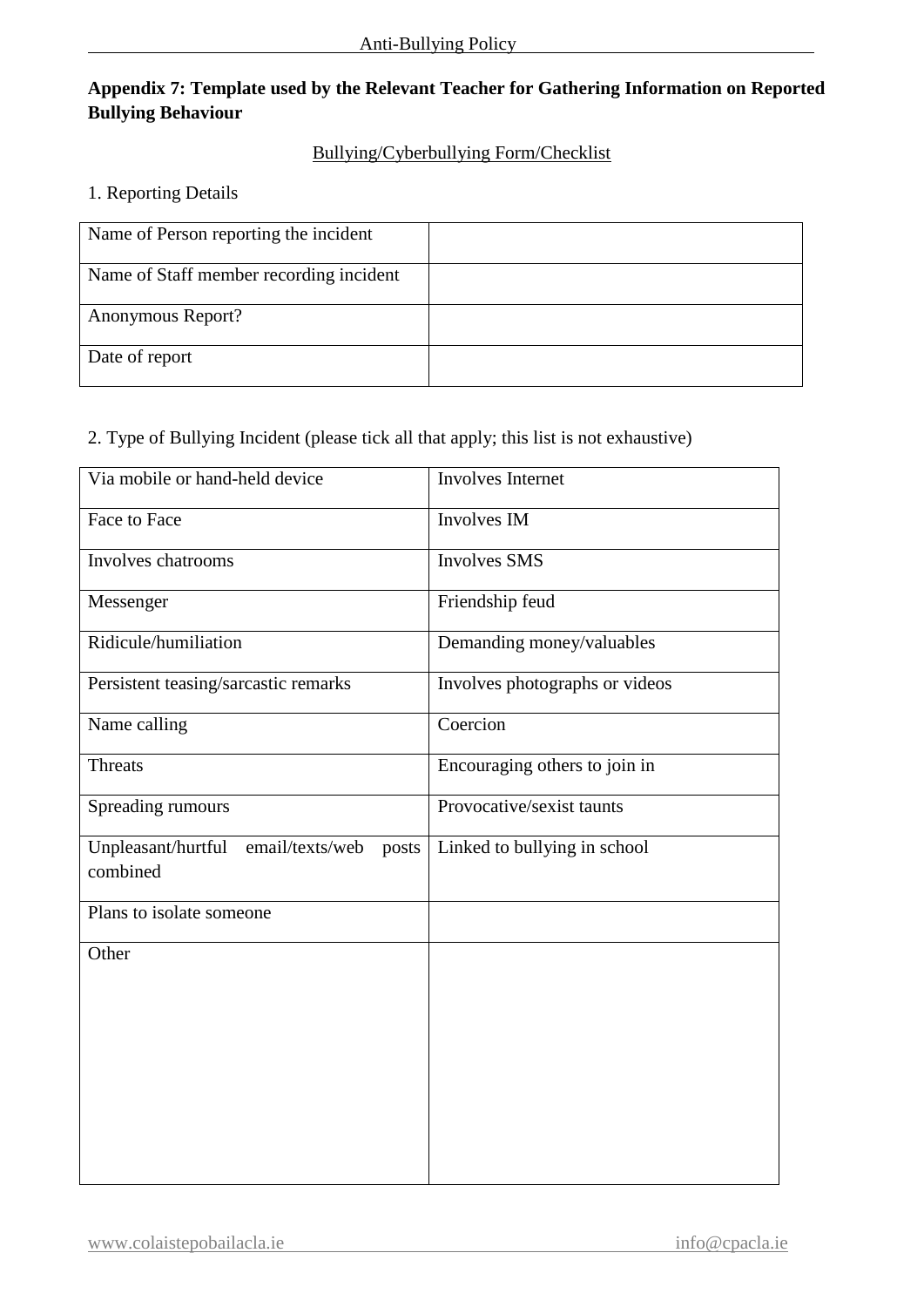**Appendix 7: Template used by the Relevant Teacher for Gathering Information on Reported Bullying Behaviour**

Bullying/Cyberbullying Form/Checklist

1. Reporting Details

| | |
|---|---|
| Name of Person reporting the incident | |
| Name of Staff member recording incident | |
| Anonymous Report? | |
| Date of report | |

2. Type of Bullying Incident (please tick all that apply; this list is not exhaustive)

| | |
|---|---|
| Via mobile or hand-held device | Involves Internet |
| Face to Face | Involves IM |
| Involves chatrooms | Involves SMS |
| Messenger | Friendship feud |
| Ridicule/humiliation | Demanding money/valuables |
| Persistent teasing/sarcastic remarks | Involves photographs or videos |
| Name calling | Coercion |
| Threats | Encouraging others to join in |
| Spreading rumours | Provocative/sexist taunts |
| Unpleasant/hurtful email/texts/web posts combined | Linked to bullying in school |
| Plans to isolate someone | |
| Other | |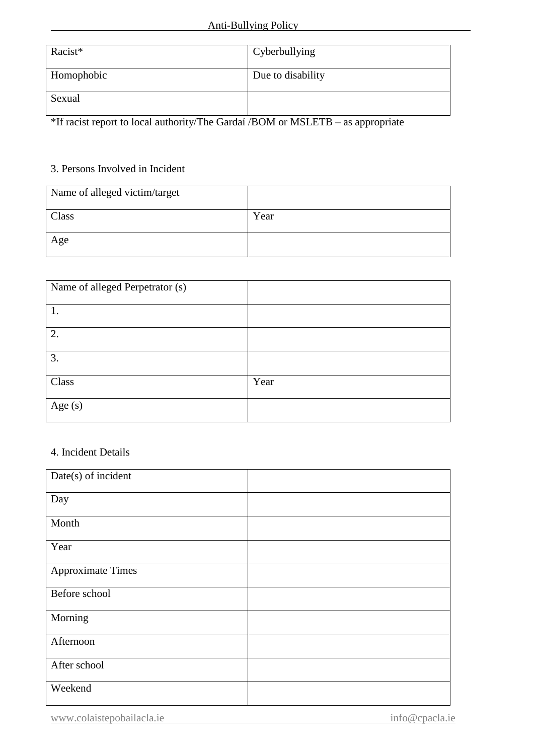| Racist* | Cyberbullying |
|---|---|
| Homophobic | Due to disability |
| Sexual | |

*If racist report to local authority/The Gardaí /BOM or MSLETB – as appropriate

3. Persons Involved in Incident

| Name of alleged victim/target | |
|---|---|
| Class | Year |
| Age | |

| Name of alleged Perpetrator (s) | |
|---|---|
| 1. | |
| 2. | |
| 3. | |
| Class | Year |
| Age (s) | |

4. Incident Details

| Date(s) of incident | |
|---|---|
| Day | |
| Month | |
| Year | |
| Approximate Times | |
| Before school | |
| Morning | |
| Afternoon | |
| After school | |
| Weekend | |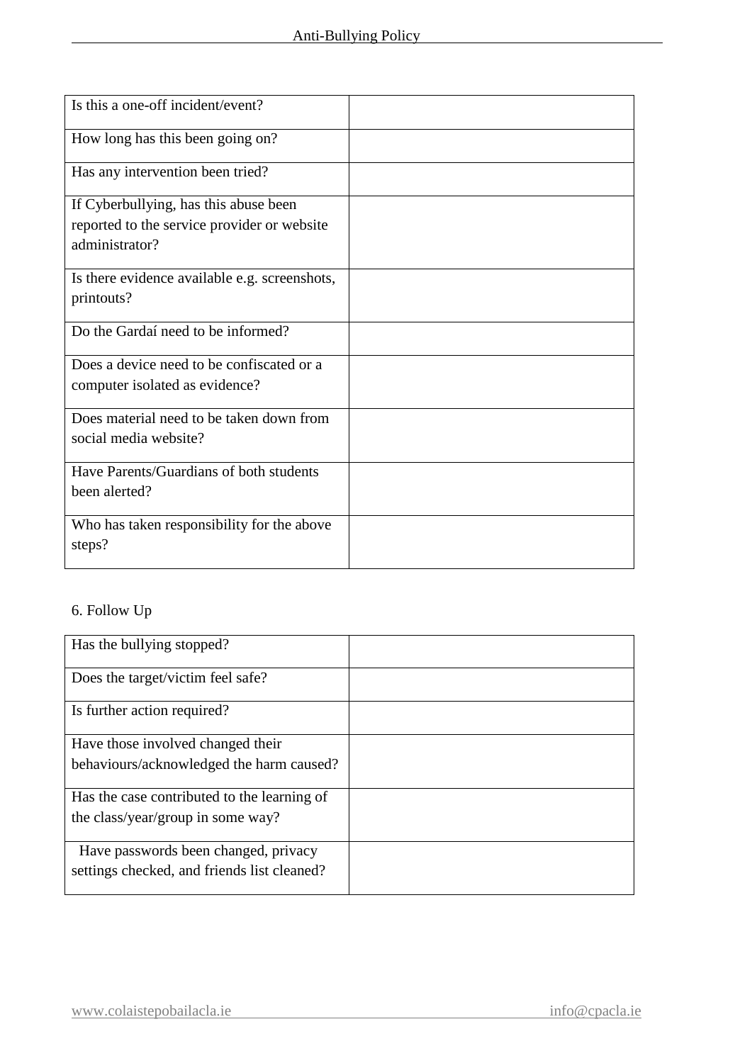| | |
|---|---|
| Is this a one-off incident/event? | |
| How long has this been going on? | |
| Has any intervention been tried? | |
| If Cyberbullying, has this abuse been reported to the service provider or website administrator? | |
| Is there evidence available e.g. screenshots, printouts? | |
| Do the Gardaí need to be informed? | |
| Does a device need to be confiscated or a computer isolated as evidence? | |
| Does material need to be taken down from social media website? | |
| Have Parents/Guardians of both students been alerted? | |
| Who has taken responsibility for the above steps? | |

6. Follow Up

| | |
|---|---|
| Has the bullying stopped? | |
| Does the target/victim feel safe? | |
| Is further action required? | |
| Have those involved changed their behaviours/acknowledged the harm caused? | |
| Has the case contributed to the learning of the class/year/group in some way? | |
| Have passwords been changed, privacy settings checked, and friends list cleaned? | |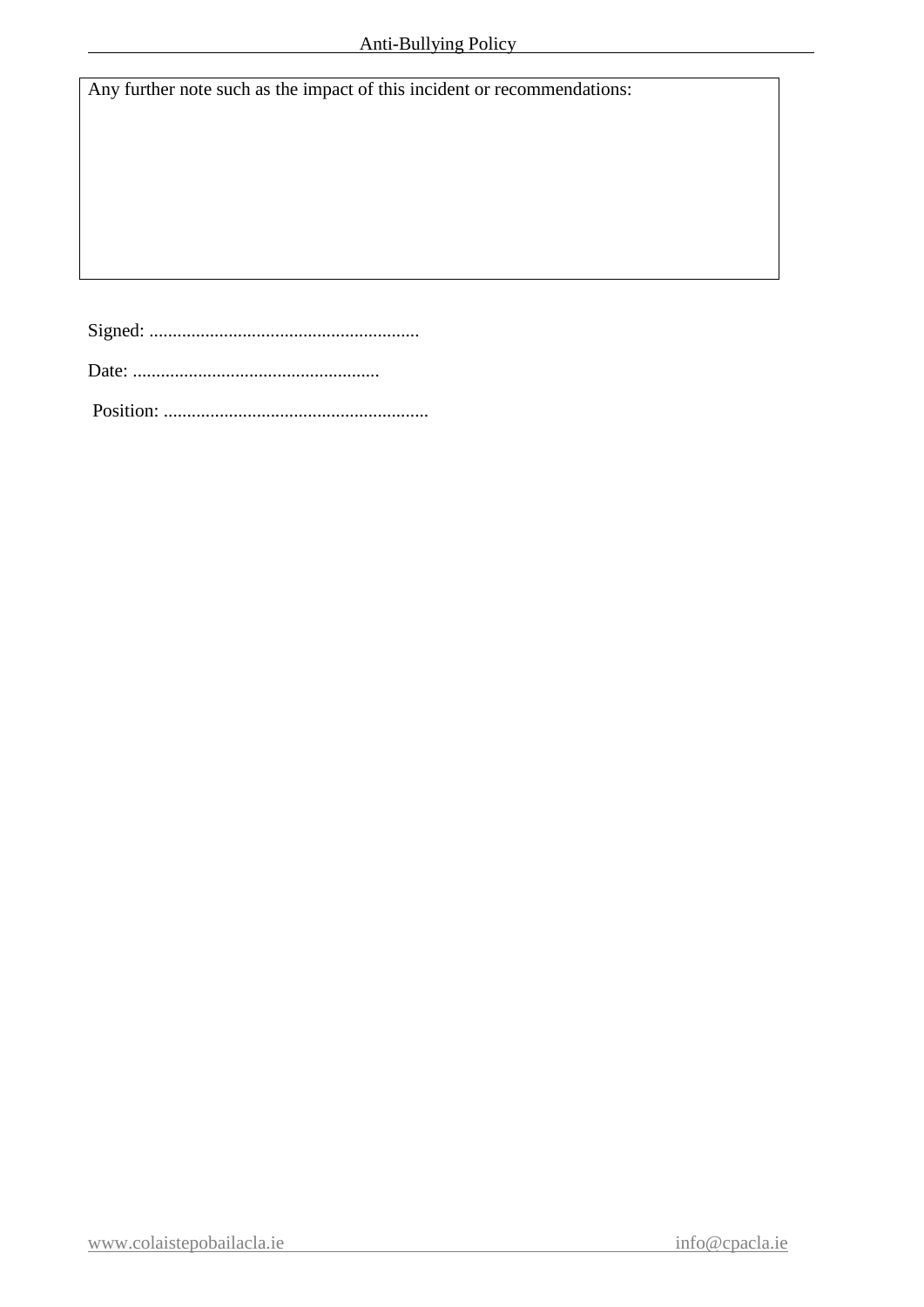| Any further note such as the impact of this incident or recommendations: |
| --- |
| |

Signed: ..........................................................

Date: .....................................................

Position: .........................................................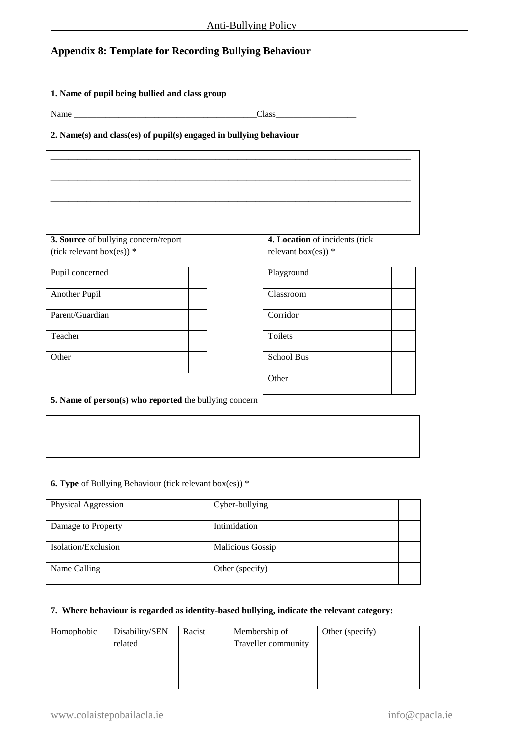## Appendix 8: Template for Recording Bullying Behaviour

**1. Name of pupil being bullied and class group**

Name ________________________________________Class__________________

**2. Name(s) and class(es) of pupil(s) engaged in bullying behaviour**

_____________________________________________________________________________

_____________________________________________________________________________

_____________________________________________________________________________

**3. Source** of bullying concern/report (tick relevant box(es)) *

| Pupil concerned | |
|---|---|
| Another Pupil | |
| Parent/Guardian | |
| Teacher | |
| Other | |

**4. Location** of incidents (tick relevant box(es)) *

| Playground | |
|---|---|
| Classroom | |
| Corridor | |
| Toilets | |
| School Bus | |
| Other | |

**5. Name of person(s) who reported** the bullying concern

**6. Type** of Bullying Behaviour (tick relevant box(es)) *

| Physical Aggression | | Cyber-bullying | |
|---|---|---|---|
| Damage to Property | | Intimidation | |
| Isolation/Exclusion | | Malicious Gossip | |
| Name Calling | | Other (specify) | |

**7. Where behaviour is regarded as identity-based bullying, indicate the relevant category:**

| Homophobic | Disability/SEN related | Racist | Membership of Traveller community | Other (specify) |
|---|---|---|---|---|
| | | | | |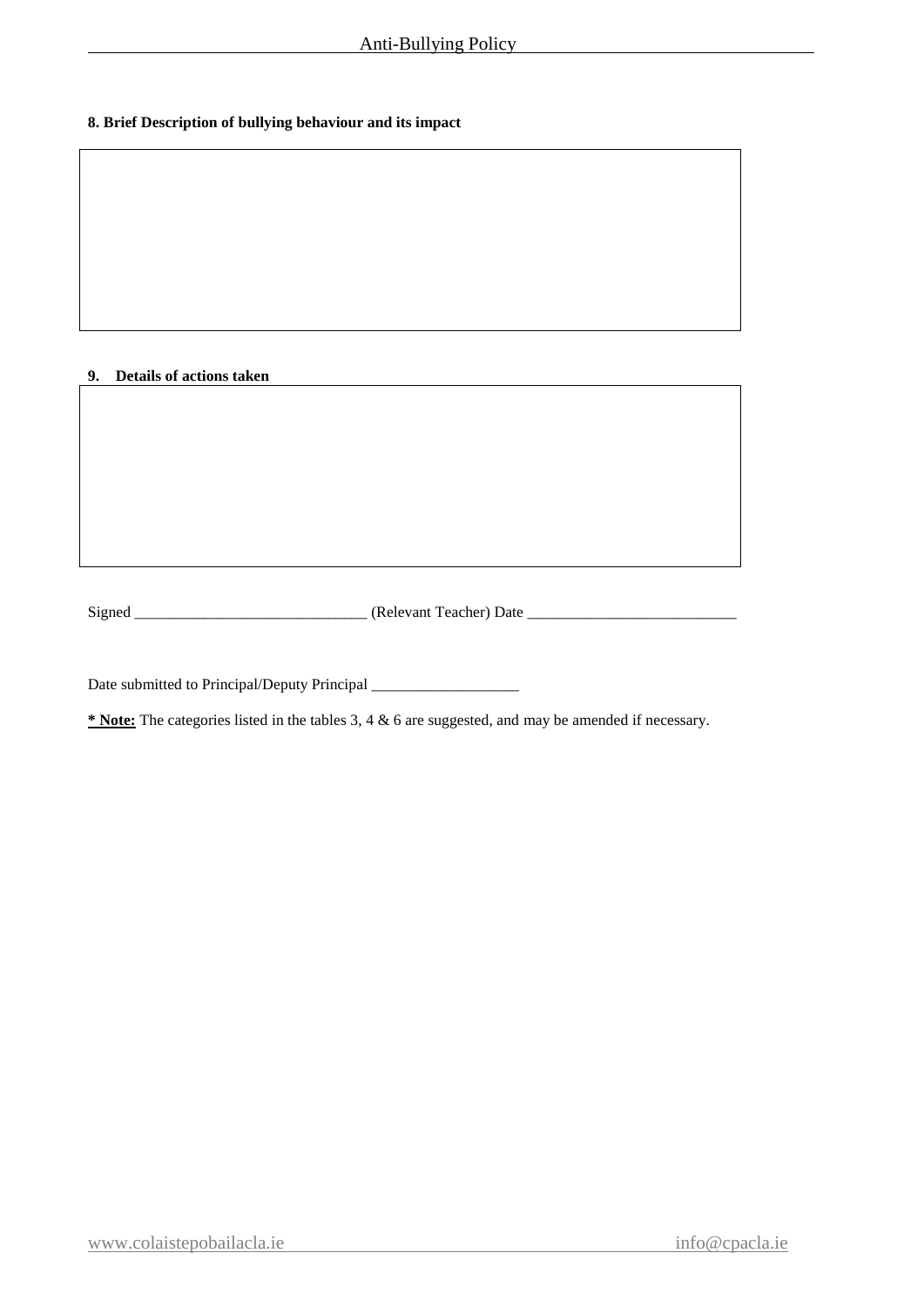**8. Brief Description of bullying behaviour and its impact**

|   |
|---|
|   |

**9. Details of actions taken**

|   |
|---|
|   |

Signed ______________________________ (Relevant Teacher) Date ___________________________

Date submitted to Principal/Deputy Principal ___________________

**<u>* Note:</u>** The categories listed in the tables 3, 4 & 6 are suggested, and may be amended if necessary.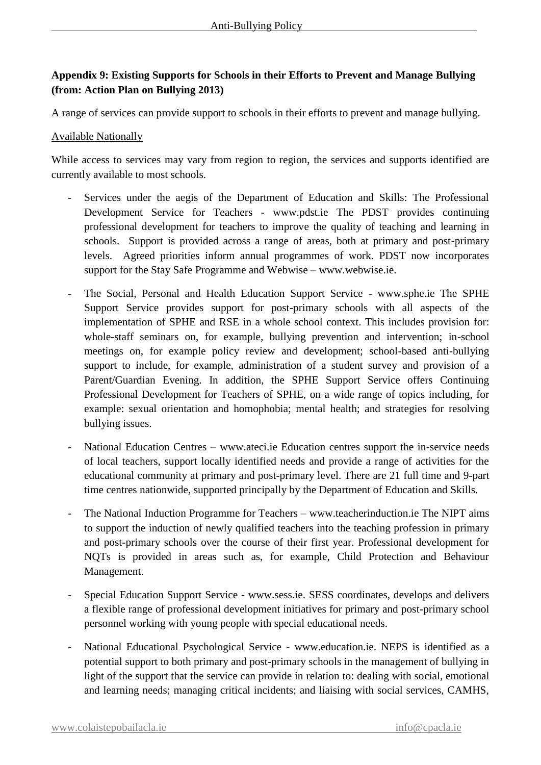**Appendix 9: Existing Supports for Schools in their Efforts to Prevent and Manage Bullying (from: Action Plan on Bullying 2013)**

A range of services can provide support to schools in their efforts to prevent and manage bullying.

Available Nationally

While access to services may vary from region to region, the services and supports identified are currently available to most schools.

- Services under the aegis of the Department of Education and Skills: The Professional Development Service for Teachers - www.pdst.ie The PDST provides continuing professional development for teachers to improve the quality of teaching and learning in schools. Support is provided across a range of areas, both at primary and post-primary levels. Agreed priorities inform annual programmes of work. PDST now incorporates support for the Stay Safe Programme and Webwise – www.webwise.ie.

- The Social, Personal and Health Education Support Service - www.sphe.ie The SPHE Support Service provides support for post-primary schools with all aspects of the implementation of SPHE and RSE in a whole school context. This includes provision for: whole-staff seminars on, for example, bullying prevention and intervention; in-school meetings on, for example policy review and development; school-based anti-bullying support to include, for example, administration of a student survey and provision of a Parent/Guardian Evening. In addition, the SPHE Support Service offers Continuing Professional Development for Teachers of SPHE, on a wide range of topics including, for example: sexual orientation and homophobia; mental health; and strategies for resolving bullying issues.

- National Education Centres – www.ateci.ie Education centres support the in-service needs of local teachers, support locally identified needs and provide a range of activities for the educational community at primary and post-primary level. There are 21 full time and 9-part time centres nationwide, supported principally by the Department of Education and Skills.

- The National Induction Programme for Teachers – www.teacherinduction.ie The NIPT aims to support the induction of newly qualified teachers into the teaching profession in primary and post-primary schools over the course of their first year. Professional development for NQTs is provided in areas such as, for example, Child Protection and Behaviour Management.

- Special Education Support Service - www.sess.ie. SESS coordinates, develops and delivers a flexible range of professional development initiatives for primary and post-primary school personnel working with young people with special educational needs.

- National Educational Psychological Service - www.education.ie. NEPS is identified as a potential support to both primary and post-primary schools in the management of bullying in light of the support that the service can provide in relation to: dealing with social, emotional and learning needs; managing critical incidents; and liaising with social services, CAMHS,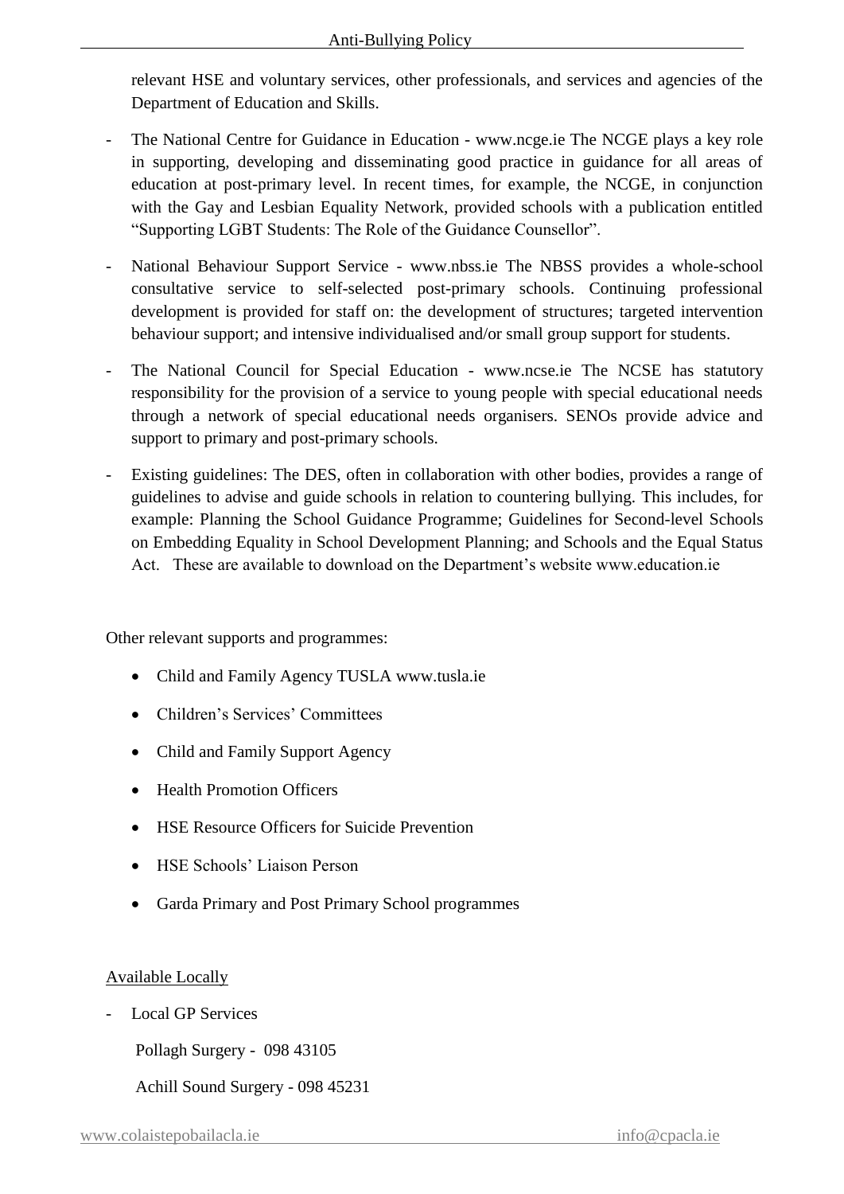relevant HSE and voluntary services, other professionals, and services and agencies of the Department of Education and Skills.

- The National Centre for Guidance in Education - www.ncge.ie The NCGE plays a key role in supporting, developing and disseminating good practice in guidance for all areas of education at post-primary level. In recent times, for example, the NCGE, in conjunction with the Gay and Lesbian Equality Network, provided schools with a publication entitled "Supporting LGBT Students: The Role of the Guidance Counsellor".
- National Behaviour Support Service - www.nbss.ie The NBSS provides a whole-school consultative service to self-selected post-primary schools. Continuing professional development is provided for staff on: the development of structures; targeted intervention behaviour support; and intensive individualised and/or small group support for students.
- The National Council for Special Education - www.ncse.ie The NCSE has statutory responsibility for the provision of a service to young people with special educational needs through a network of special educational needs organisers. SENOs provide advice and support to primary and post-primary schools.
- Existing guidelines: The DES, often in collaboration with other bodies, provides a range of guidelines to advise and guide schools in relation to countering bullying. This includes, for example: Planning the School Guidance Programme; Guidelines for Second-level Schools on Embedding Equality in School Development Planning; and Schools and the Equal Status Act. These are available to download on the Department's website www.education.ie

Other relevant supports and programmes:

- Child and Family Agency TUSLA www.tusla.ie
- Children's Services' Committees
- Child and Family Support Agency
- Health Promotion Officers
- HSE Resource Officers for Suicide Prevention
- HSE Schools' Liaison Person
- Garda Primary and Post Primary School programmes

<u>Available Locally</u>

- Local GP Services

  Pollagh Surgery - 098 43105

  Achill Sound Surgery - 098 45231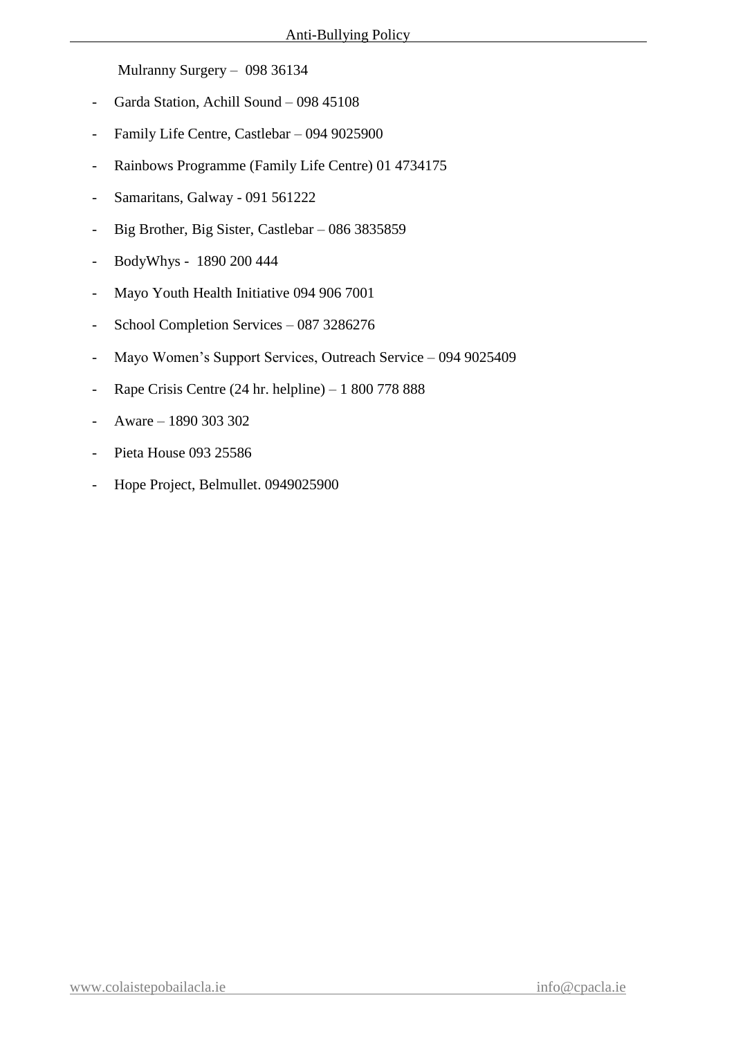Mulranny Surgery – 098 36134

- Garda Station, Achill Sound – 098 45108
- Family Life Centre, Castlebar – 094 9025900
- Rainbows Programme (Family Life Centre) 01 4734175
- Samaritans, Galway - 091 561222
- Big Brother, Big Sister, Castlebar – 086 3835859
- BodyWhys - 1890 200 444
- Mayo Youth Health Initiative 094 906 7001
- School Completion Services – 087 3286276
- Mayo Women's Support Services, Outreach Service – 094 9025409
- Rape Crisis Centre (24 hr. helpline) – 1 800 778 888
- Aware – 1890 303 302
- Pieta House 093 25586
- Hope Project, Belmullet. 0949025900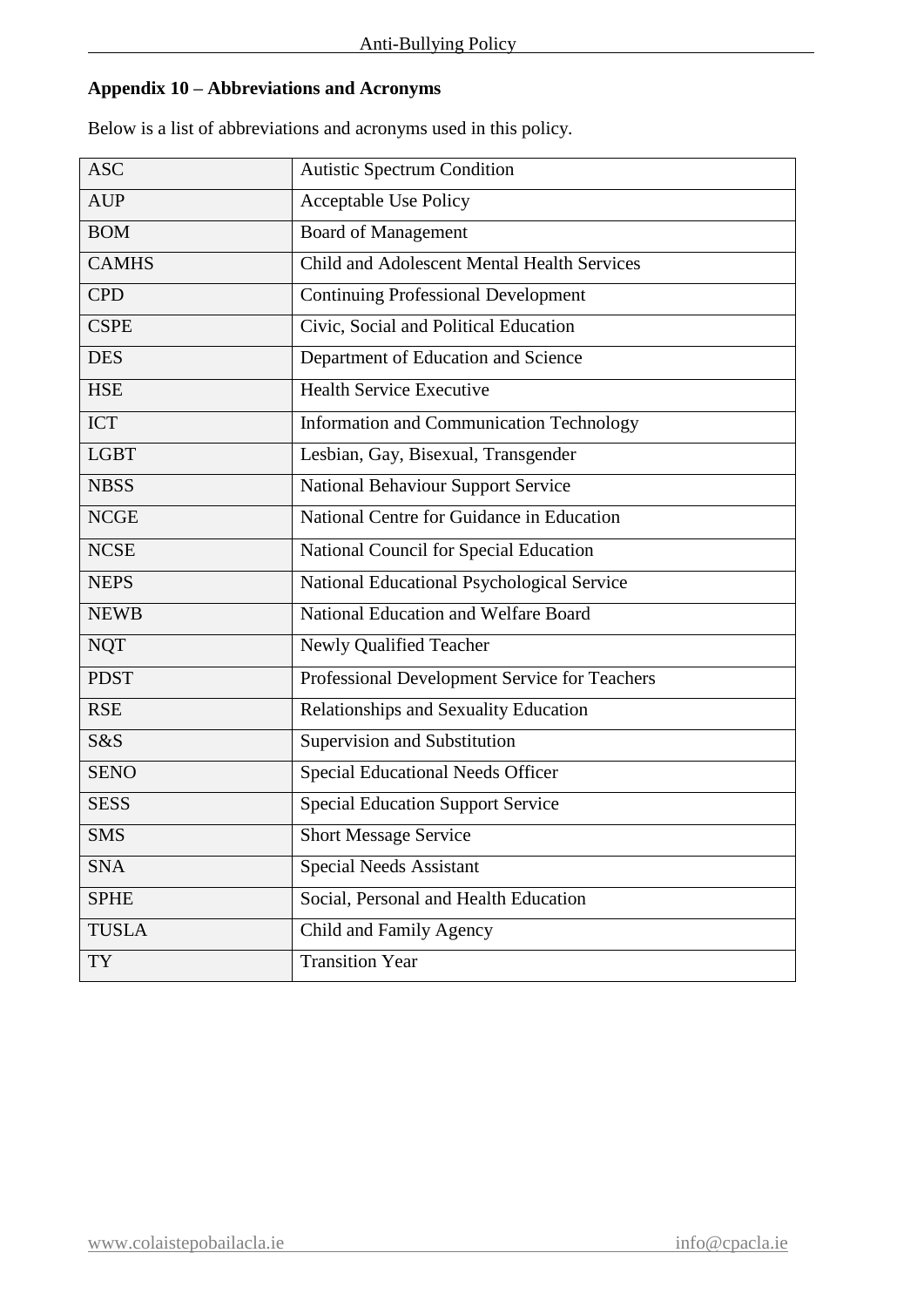## Appendix 10 – Abbreviations and Acronyms

Below is a list of abbreviations and acronyms used in this policy.

| | |
|---|---|
| ASC | Autistic Spectrum Condition |
| AUP | Acceptable Use Policy |
| BOM | Board of Management |
| CAMHS | Child and Adolescent Mental Health Services |
| CPD | Continuing Professional Development |
| CSPE | Civic, Social and Political Education |
| DES | Department of Education and Science |
| HSE | Health Service Executive |
| ICT | Information and Communication Technology |
| LGBT | Lesbian, Gay, Bisexual, Transgender |
| NBSS | National Behaviour Support Service |
| NCGE | National Centre for Guidance in Education |
| NCSE | National Council for Special Education |
| NEPS | National Educational Psychological Service |
| NEWB | National Education and Welfare Board |
| NQT | Newly Qualified Teacher |
| PDST | Professional Development Service for Teachers |
| RSE | Relationships and Sexuality Education |
| S&S | Supervision and Substitution |
| SENO | Special Educational Needs Officer |
| SESS | Special Education Support Service |
| SMS | Short Message Service |
| SNA | Special Needs Assistant |
| SPHE | Social, Personal and Health Education |
| TUSLA | Child and Family Agency |
| TY | Transition Year |